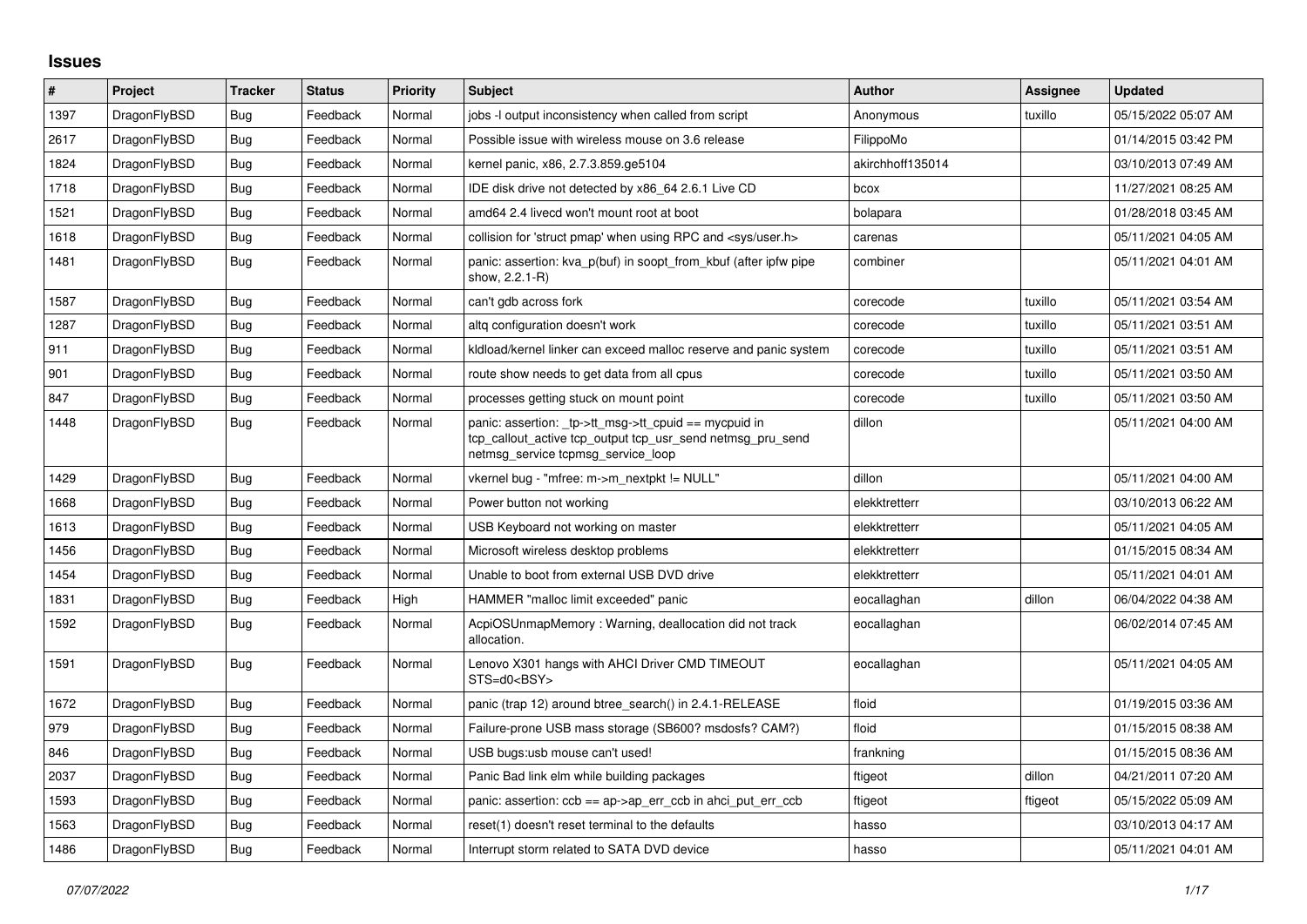# Issues

| # | Project | Tracker | Status | Priority | Subject | Author | Assignee | Updated |
|---|---|---|---|---|---|---|---|---|
| 1397 | DragonFlyBSD | Bug | Feedback | Normal | jobs -l output inconsistency when called from script | Anonymous | tuxillo | 05/15/2022 05:07 AM |
| 2617 | DragonFlyBSD | Bug | Feedback | Normal | Possible issue with wireless mouse on 3.6 release | FilippoMo | | 01/14/2015 03:42 PM |
| 1824 | DragonFlyBSD | Bug | Feedback | Normal | kernel panic, x86, 2.7.3.859.ge5104 | akirchhoff135014 | | 03/10/2013 07:49 AM |
| 1718 | DragonFlyBSD | Bug | Feedback | Normal | IDE disk drive not detected by x86_64 2.6.1 Live CD | bcox | | 11/27/2021 08:25 AM |
| 1521 | DragonFlyBSD | Bug | Feedback | Normal | amd64 2.4 livecd won't mount root at boot | bolapara | | 01/28/2018 03:45 AM |
| 1618 | DragonFlyBSD | Bug | Feedback | Normal | collision for 'struct pmap' when using RPC and <sys/user.h> | carenas | | 05/11/2021 04:05 AM |
| 1481 | DragonFlyBSD | Bug | Feedback | Normal | panic: assertion: kva_p(buf) in soopt_from_kbuf (after ipfw pipe show, 2.2.1-R) | combiner | | 05/11/2021 04:01 AM |
| 1587 | DragonFlyBSD | Bug | Feedback | Normal | can't gdb across fork | corecode | tuxillo | 05/11/2021 03:54 AM |
| 1287 | DragonFlyBSD | Bug | Feedback | Normal | altq configuration doesn't work | corecode | tuxillo | 05/11/2021 03:51 AM |
| 911 | DragonFlyBSD | Bug | Feedback | Normal | kldload/kernel linker can exceed malloc reserve and panic system | corecode | tuxillo | 05/11/2021 03:51 AM |
| 901 | DragonFlyBSD | Bug | Feedback | Normal | route show needs to get data from all cpus | corecode | tuxillo | 05/11/2021 03:50 AM |
| 847 | DragonFlyBSD | Bug | Feedback | Normal | processes getting stuck on mount point | corecode | tuxillo | 05/11/2021 03:50 AM |
| 1448 | DragonFlyBSD | Bug | Feedback | Normal | panic: assertion: _tp->tt_msg->tt_cpuid == mycpuid in tcp_callout_active tcp_output tcp_usr_send netmsg_pru_send netmsg_service tcpmsg_service_loop | dillon | | 05/11/2021 04:00 AM |
| 1429 | DragonFlyBSD | Bug | Feedback | Normal | vkernel bug - "mfree: m->m_nextpkt != NULL" | dillon | | 05/11/2021 04:00 AM |
| 1668 | DragonFlyBSD | Bug | Feedback | Normal | Power button not working | elekktretterr | | 03/10/2013 06:22 AM |
| 1613 | DragonFlyBSD | Bug | Feedback | Normal | USB Keyboard not working on master | elekktretterr | | 05/11/2021 04:05 AM |
| 1456 | DragonFlyBSD | Bug | Feedback | Normal | Microsoft wireless desktop problems | elekktretterr | | 01/15/2015 08:34 AM |
| 1454 | DragonFlyBSD | Bug | Feedback | Normal | Unable to boot from external USB DVD drive | elekktretterr | | 05/11/2021 04:01 AM |
| 1831 | DragonFlyBSD | Bug | Feedback | High | HAMMER "malloc limit exceeded" panic | eocallaghan | dillon | 06/04/2022 04:38 AM |
| 1592 | DragonFlyBSD | Bug | Feedback | Normal | AcpiOSUnmapMemory : Warning, deallocation did not track allocation. | eocallaghan | | 06/02/2014 07:45 AM |
| 1591 | DragonFlyBSD | Bug | Feedback | Normal | Lenovo X301 hangs with AHCI Driver CMD TIMEOUT STS=d0<BSY> | eocallaghan | | 05/11/2021 04:05 AM |
| 1672 | DragonFlyBSD | Bug | Feedback | Normal | panic (trap 12) around btree_search() in 2.4.1-RELEASE | floid | | 01/19/2015 03:36 AM |
| 979 | DragonFlyBSD | Bug | Feedback | Normal | Failure-prone USB mass storage (SB600? msdosfs? CAM?) | floid | | 01/15/2015 08:38 AM |
| 846 | DragonFlyBSD | Bug | Feedback | Normal | USB bugs:usb mouse can't used! | frankning | | 01/15/2015 08:36 AM |
| 2037 | DragonFlyBSD | Bug | Feedback | Normal | Panic Bad link elm while building packages | ftigeot | dillon | 04/21/2011 07:20 AM |
| 1593 | DragonFlyBSD | Bug | Feedback | Normal | panic: assertion: ccb == ap->ap_err_ccb in ahci_put_err_ccb | ftigeot | ftigeot | 05/15/2022 05:09 AM |
| 1563 | DragonFlyBSD | Bug | Feedback | Normal | reset(1) doesn't reset terminal to the defaults | hasso | | 03/10/2013 04:17 AM |
| 1486 | DragonFlyBSD | Bug | Feedback | Normal | Interrupt storm related to SATA DVD device | hasso | | 05/11/2021 04:01 AM |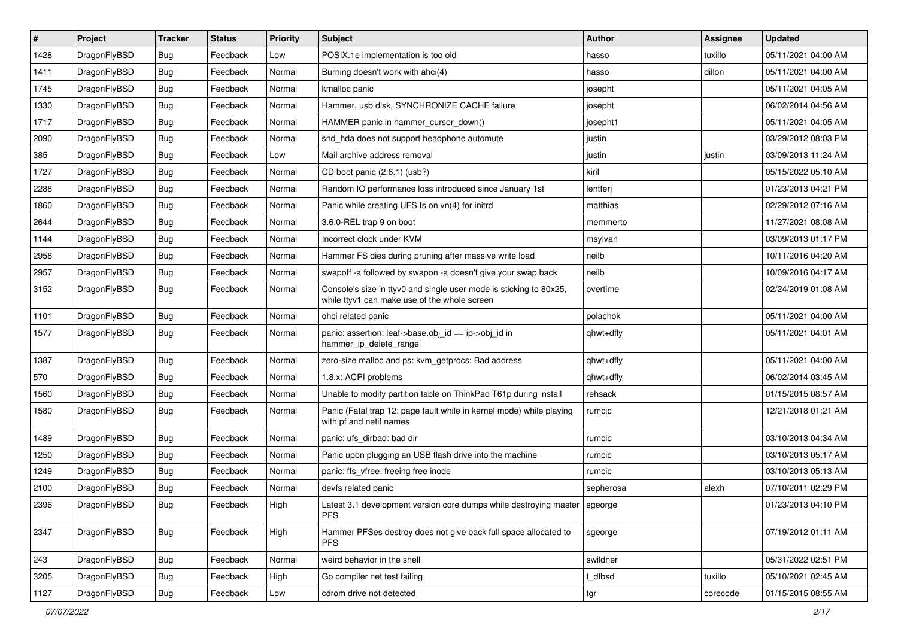| # | Project | Tracker | Status | Priority | Subject | Author | Assignee | Updated |
|---|---|---|---|---|---|---|---|---|
| 1428 | DragonFlyBSD | Bug | Feedback | Low | POSIX.1e implementation is too old | hasso | tuxillo | 05/11/2021 04:00 AM |
| 1411 | DragonFlyBSD | Bug | Feedback | Normal | Burning doesn't work with ahci(4) | hasso | dillon | 05/11/2021 04:00 AM |
| 1745 | DragonFlyBSD | Bug | Feedback | Normal | kmalloc panic | josepht | | 05/11/2021 04:05 AM |
| 1330 | DragonFlyBSD | Bug | Feedback | Normal | Hammer, usb disk, SYNCHRONIZE CACHE failure | josepht | | 06/02/2014 04:56 AM |
| 1717 | DragonFlyBSD | Bug | Feedback | Normal | HAMMER panic in hammer_cursor_down() | josepht1 | | 05/11/2021 04:05 AM |
| 2090 | DragonFlyBSD | Bug | Feedback | Normal | snd_hda does not support headphone automute | justin | | 03/29/2012 08:03 PM |
| 385 | DragonFlyBSD | Bug | Feedback | Low | Mail archive address removal | justin | justin | 03/09/2013 11:24 AM |
| 1727 | DragonFlyBSD | Bug | Feedback | Normal | CD boot panic (2.6.1) (usb?) | kiril | | 05/15/2022 05:10 AM |
| 2288 | DragonFlyBSD | Bug | Feedback | Normal | Random IO performance loss introduced since January 1st | lentferj | | 01/23/2013 04:21 PM |
| 1860 | DragonFlyBSD | Bug | Feedback | Normal | Panic while creating UFS fs on vn(4) for initrd | matthias | | 02/29/2012 07:16 AM |
| 2644 | DragonFlyBSD | Bug | Feedback | Normal | 3.6.0-REL trap 9 on boot | memmerto | | 11/27/2021 08:08 AM |
| 1144 | DragonFlyBSD | Bug | Feedback | Normal | Incorrect clock under KVM | msylvan | | 03/09/2013 01:17 PM |
| 2958 | DragonFlyBSD | Bug | Feedback | Normal | Hammer FS dies during pruning after massive write load | neilb | | 10/11/2016 04:20 AM |
| 2957 | DragonFlyBSD | Bug | Feedback | Normal | swapoff -a followed by swapon -a doesn't give your swap back | neilb | | 10/09/2016 04:17 AM |
| 3152 | DragonFlyBSD | Bug | Feedback | Normal | Console's size in ttyv0 and single user mode is sticking to 80x25, while ttyv1 can make use of the whole screen | overtime | | 02/24/2019 01:08 AM |
| 1101 | DragonFlyBSD | Bug | Feedback | Normal | ohci related panic | polachok | | 05/11/2021 04:00 AM |
| 1577 | DragonFlyBSD | Bug | Feedback | Normal | panic: assertion: leaf->base.obj_id == ip->obj_id in hammer_ip_delete_range | qhwt+dfly | | 05/11/2021 04:01 AM |
| 1387 | DragonFlyBSD | Bug | Feedback | Normal | zero-size malloc and ps: kvm_getprocs: Bad address | qhwt+dfly | | 05/11/2021 04:00 AM |
| 570 | DragonFlyBSD | Bug | Feedback | Normal | 1.8.x: ACPI problems | qhwt+dfly | | 06/02/2014 03:45 AM |
| 1560 | DragonFlyBSD | Bug | Feedback | Normal | Unable to modify partition table on ThinkPad T61p during install | rehsack | | 01/15/2015 08:57 AM |
| 1580 | DragonFlyBSD | Bug | Feedback | Normal | Panic (Fatal trap 12: page fault while in kernel mode) while playing with pf and netif names | rumcic | | 12/21/2018 01:21 AM |
| 1489 | DragonFlyBSD | Bug | Feedback | Normal | panic: ufs_dirbad: bad dir | rumcic | | 03/10/2013 04:34 AM |
| 1250 | DragonFlyBSD | Bug | Feedback | Normal | Panic upon plugging an USB flash drive into the machine | rumcic | | 03/10/2013 05:17 AM |
| 1249 | DragonFlyBSD | Bug | Feedback | Normal | panic: ffs_vfree: freeing free inode | rumcic | | 03/10/2013 05:13 AM |
| 2100 | DragonFlyBSD | Bug | Feedback | Normal | devfs related panic | sepherosa | alexh | 07/10/2011 02:29 PM |
| 2396 | DragonFlyBSD | Bug | Feedback | High | Latest 3.1 development version core dumps while destroying master PFS | sgeorge | | 01/23/2013 04:10 PM |
| 2347 | DragonFlyBSD | Bug | Feedback | High | Hammer PFSes destroy does not give back full space allocated to PFS | sgeorge | | 07/19/2012 01:11 AM |
| 243 | DragonFlyBSD | Bug | Feedback | Normal | weird behavior in the shell | swildner | | 05/31/2022 02:51 PM |
| 3205 | DragonFlyBSD | Bug | Feedback | High | Go compiler net test failing | t_dfbsd | tuxillo | 05/10/2021 02:45 AM |
| 1127 | DragonFlyBSD | Bug | Feedback | Low | cdrom drive not detected | tgr | corecode | 01/15/2015 08:55 AM |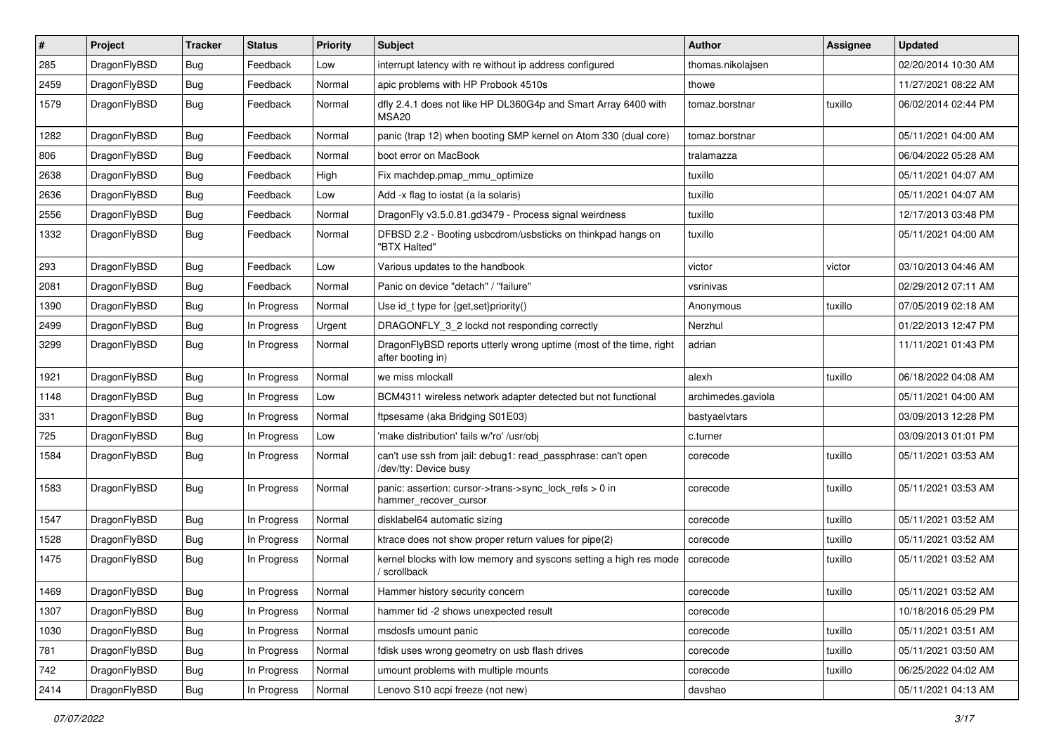| # | Project | Tracker | Status | Priority | Subject | Author | Assignee | Updated |
|---|---|---|---|---|---|---|---|---|
| 285 | DragonFlyBSD | Bug | Feedback | Low | interrupt latency with re without ip address configured | thomas.nikolajsen | | 02/20/2014 10:30 AM |
| 2459 | DragonFlyBSD | Bug | Feedback | Normal | apic problems with HP Probook 4510s | thowe | | 11/27/2021 08:22 AM |
| 1579 | DragonFlyBSD | Bug | Feedback | Normal | dfly 2.4.1 does not like HP DL360G4p and Smart Array 6400 with MSA20 | tomaz.borstnar | tuxillo | 06/02/2014 02:44 PM |
| 1282 | DragonFlyBSD | Bug | Feedback | Normal | panic (trap 12) when booting SMP kernel on Atom 330 (dual core) | tomaz.borstnar | | 05/11/2021 04:00 AM |
| 806 | DragonFlyBSD | Bug | Feedback | Normal | boot error on MacBook | tralamazza | | 06/04/2022 05:28 AM |
| 2638 | DragonFlyBSD | Bug | Feedback | High | Fix machdep.pmap_mmu_optimize | tuxillo | | 05/11/2021 04:07 AM |
| 2636 | DragonFlyBSD | Bug | Feedback | Low | Add -x flag to iostat (a la solaris) | tuxillo | | 05/11/2021 04:07 AM |
| 2556 | DragonFlyBSD | Bug | Feedback | Normal | DragonFly v3.5.0.81.gd3479 - Process signal weirdness | tuxillo | | 12/17/2013 03:48 PM |
| 1332 | DragonFlyBSD | Bug | Feedback | Normal | DFBSD 2.2 - Booting usbcdrom/usbsticks on thinkpad hangs on "BTX Halted" | tuxillo | | 05/11/2021 04:00 AM |
| 293 | DragonFlyBSD | Bug | Feedback | Low | Various updates to the handbook | victor | victor | 03/10/2013 04:46 AM |
| 2081 | DragonFlyBSD | Bug | Feedback | Normal | Panic on device "detach" / "failure" | vsrinivas | | 02/29/2012 07:11 AM |
| 1390 | DragonFlyBSD | Bug | In Progress | Normal | Use id_t type for {get,set}priority() | Anonymous | tuxillo | 07/05/2019 02:18 AM |
| 2499 | DragonFlyBSD | Bug | In Progress | Urgent | DRAGONFLY_3_2 lockd not responding correctly | Nerzhul | | 01/22/2013 12:47 PM |
| 3299 | DragonFlyBSD | Bug | In Progress | Normal | DragonFlyBSD reports utterly wrong uptime (most of the time, right after booting in) | adrian | | 11/11/2021 01:43 PM |
| 1921 | DragonFlyBSD | Bug | In Progress | Normal | we miss mlockall | alexh | tuxillo | 06/18/2022 04:08 AM |
| 1148 | DragonFlyBSD | Bug | In Progress | Low | BCM4311 wireless network adapter detected but not functional | archimedes.gaviola | | 05/11/2021 04:00 AM |
| 331 | DragonFlyBSD | Bug | In Progress | Normal | ftpsesame (aka Bridging S01E03) | bastyaelvtars | | 03/09/2013 12:28 PM |
| 725 | DragonFlyBSD | Bug | In Progress | Low | 'make distribution' fails w/'ro' /usr/obj | c.turner | | 03/09/2013 01:01 PM |
| 1584 | DragonFlyBSD | Bug | In Progress | Normal | can't use ssh from jail: debug1: read_passphrase: can't open /dev/tty: Device busy | corecode | tuxillo | 05/11/2021 03:53 AM |
| 1583 | DragonFlyBSD | Bug | In Progress | Normal | panic: assertion: cursor->trans->sync_lock_refs > 0 in hammer_recover_cursor | corecode | tuxillo | 05/11/2021 03:53 AM |
| 1547 | DragonFlyBSD | Bug | In Progress | Normal | disklabel64 automatic sizing | corecode | tuxillo | 05/11/2021 03:52 AM |
| 1528 | DragonFlyBSD | Bug | In Progress | Normal | ktrace does not show proper return values for pipe(2) | corecode | tuxillo | 05/11/2021 03:52 AM |
| 1475 | DragonFlyBSD | Bug | In Progress | Normal | kernel blocks with low memory and syscons setting a high res mode / scrollback | corecode | tuxillo | 05/11/2021 03:52 AM |
| 1469 | DragonFlyBSD | Bug | In Progress | Normal | Hammer history security concern | corecode | tuxillo | 05/11/2021 03:52 AM |
| 1307 | DragonFlyBSD | Bug | In Progress | Normal | hammer tid -2 shows unexpected result | corecode | | 10/18/2016 05:29 PM |
| 1030 | DragonFlyBSD | Bug | In Progress | Normal | msdosfs umount panic | corecode | tuxillo | 05/11/2021 03:51 AM |
| 781 | DragonFlyBSD | Bug | In Progress | Normal | fdisk uses wrong geometry on usb flash drives | corecode | tuxillo | 05/11/2021 03:50 AM |
| 742 | DragonFlyBSD | Bug | In Progress | Normal | umount problems with multiple mounts | corecode | tuxillo | 06/25/2022 04:02 AM |
| 2414 | DragonFlyBSD | Bug | In Progress | Normal | Lenovo S10 acpi freeze (not new) | davshao | | 05/11/2021 04:13 AM |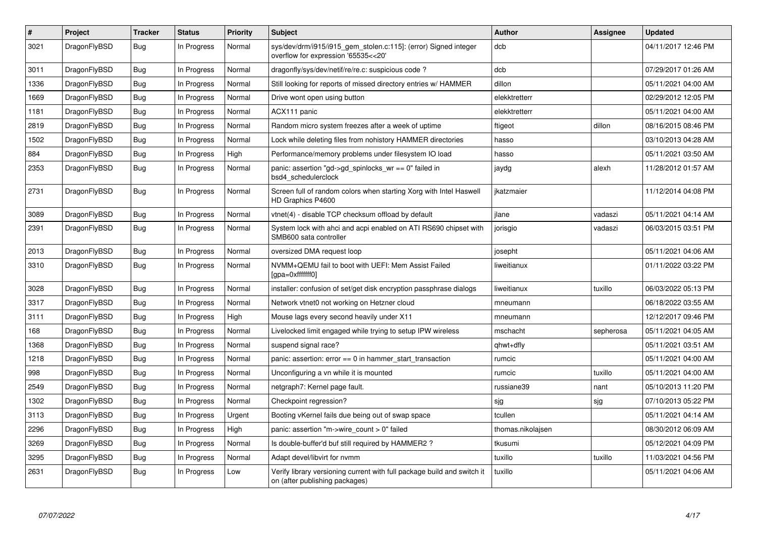| # | Project | Tracker | Status | Priority | Subject | Author | Assignee | Updated |
|---|---|---|---|---|---|---|---|---|
| 3021 | DragonFlyBSD | Bug | In Progress | Normal | sys/dev/drm/i915/i915_gem_stolen.c:115]: (error) Signed integer overflow for expression '65535<<20' | dcb | | 04/11/2017 12:46 PM |
| 3011 | DragonFlyBSD | Bug | In Progress | Normal | dragonfly/sys/dev/netif/re/re.c: suspicious code ? | dcb | | 07/29/2017 01:26 AM |
| 1336 | DragonFlyBSD | Bug | In Progress | Normal | Still looking for reports of missed directory entries w/ HAMMER | dillon | | 05/11/2021 04:00 AM |
| 1669 | DragonFlyBSD | Bug | In Progress | Normal | Drive wont open using button | elekktretterr | | 02/29/2012 12:05 PM |
| 1181 | DragonFlyBSD | Bug | In Progress | Normal | ACX111 panic | elekktretterr | | 05/11/2021 04:00 AM |
| 2819 | DragonFlyBSD | Bug | In Progress | Normal | Random micro system freezes after a week of uptime | ftigeot | dillon | 08/16/2015 08:46 PM |
| 1502 | DragonFlyBSD | Bug | In Progress | Normal | Lock while deleting files from nohistory HAMMER directories | hasso | | 03/10/2013 04:28 AM |
| 884 | DragonFlyBSD | Bug | In Progress | High | Performance/memory problems under filesystem IO load | hasso | | 05/11/2021 03:50 AM |
| 2353 | DragonFlyBSD | Bug | In Progress | Normal | panic: assertion "gd->gd_spinlocks_wr == 0" failed in bsd4_schedulerclock | jaydg | alexh | 11/28/2012 01:57 AM |
| 2731 | DragonFlyBSD | Bug | In Progress | Normal | Screen full of random colors when starting Xorg with Intel Haswell HD Graphics P4600 | jkatzmaier | | 11/12/2014 04:08 PM |
| 3089 | DragonFlyBSD | Bug | In Progress | Normal | vtnet(4) - disable TCP checksum offload by default | jlane | vadaszi | 05/11/2021 04:14 AM |
| 2391 | DragonFlyBSD | Bug | In Progress | Normal | System lock with ahci and acpi enabled on ATI RS690 chipset with SMB600 sata controller | jorisgio | vadaszi | 06/03/2015 03:51 PM |
| 2013 | DragonFlyBSD | Bug | In Progress | Normal | oversized DMA request loop | josepht | | 05/11/2021 04:06 AM |
| 3310 | DragonFlyBSD | Bug | In Progress | Normal | NVMM+QEMU fail to boot with UEFI: Mem Assist Failed [gpa=0xfffffff0] | liweitianux | | 01/11/2022 03:22 PM |
| 3028 | DragonFlyBSD | Bug | In Progress | Normal | installer: confusion of set/get disk encryption passphrase dialogs | liweitianux | tuxillo | 06/03/2022 05:13 PM |
| 3317 | DragonFlyBSD | Bug | In Progress | Normal | Network vtnet0 not working on Hetzner cloud | mneumann | | 06/18/2022 03:55 AM |
| 3111 | DragonFlyBSD | Bug | In Progress | High | Mouse lags every second heavily under X11 | mneumann | | 12/12/2017 09:46 PM |
| 168 | DragonFlyBSD | Bug | In Progress | Normal | Livelocked limit engaged while trying to setup IPW wireless | mschacht | sepherosa | 05/11/2021 04:05 AM |
| 1368 | DragonFlyBSD | Bug | In Progress | Normal | suspend signal race? | qhwt+dfly | | 05/11/2021 03:51 AM |
| 1218 | DragonFlyBSD | Bug | In Progress | Normal | panic: assertion: error == 0 in hammer_start_transaction | rumcic | | 05/11/2021 04:00 AM |
| 998 | DragonFlyBSD | Bug | In Progress | Normal | Unconfiguring a vn while it is mounted | rumcic | tuxillo | 05/11/2021 04:00 AM |
| 2549 | DragonFlyBSD | Bug | In Progress | Normal | netgraph7: Kernel page fault. | russiane39 | nant | 05/10/2013 11:20 PM |
| 1302 | DragonFlyBSD | Bug | In Progress | Normal | Checkpoint regression? | sjg | sjg | 07/10/2013 05:22 PM |
| 3113 | DragonFlyBSD | Bug | In Progress | Urgent | Booting vKernel fails due being out of swap space | tcullen | | 05/11/2021 04:14 AM |
| 2296 | DragonFlyBSD | Bug | In Progress | High | panic: assertion "m->wire_count > 0" failed | thomas.nikolajsen | | 08/30/2012 06:09 AM |
| 3269 | DragonFlyBSD | Bug | In Progress | Normal | Is double-buffer'd buf still required by HAMMER2 ? | tkusumi | | 05/12/2021 04:09 PM |
| 3295 | DragonFlyBSD | Bug | In Progress | Normal | Adapt devel/libvirt for nvmm | tuxillo | tuxillo | 11/03/2021 04:56 PM |
| 2631 | DragonFlyBSD | Bug | In Progress | Low | Verify library versioning current with full package build and switch it on (after publishing packages) | tuxillo | | 05/11/2021 04:06 AM |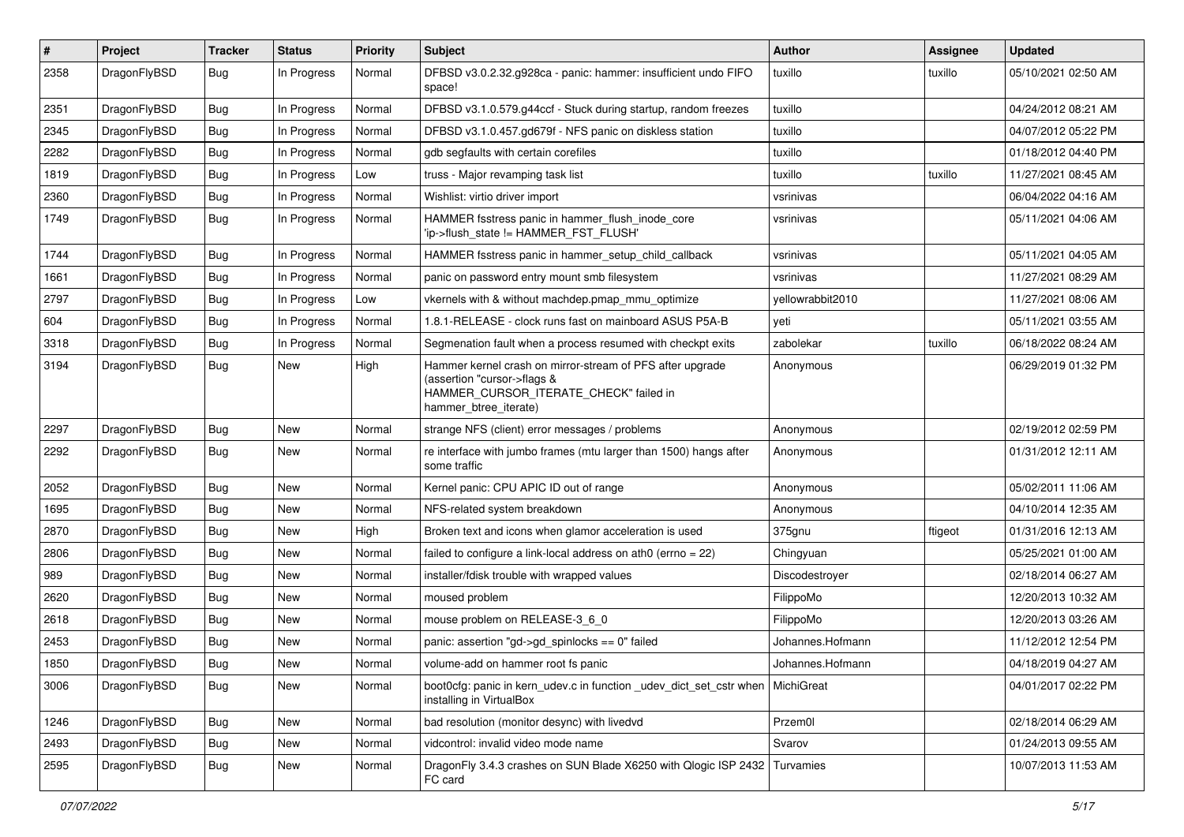| # | Project | Tracker | Status | Priority | Subject | Author | Assignee | Updated |
|---|---|---|---|---|---|---|---|---|
| 2358 | DragonFlyBSD | Bug | In Progress | Normal | DFBSD v3.0.2.32.g928ca - panic: hammer: insufficient undo FIFO space! | tuxillo | tuxillo | 05/10/2021 02:50 AM |
| 2351 | DragonFlyBSD | Bug | In Progress | Normal | DFBSD v3.1.0.579.g44ccf - Stuck during startup, random freezes | tuxillo | | 04/24/2012 08:21 AM |
| 2345 | DragonFlyBSD | Bug | In Progress | Normal | DFBSD v3.1.0.457.gd679f - NFS panic on diskless station | tuxillo | | 04/07/2012 05:22 PM |
| 2282 | DragonFlyBSD | Bug | In Progress | Normal | gdb segfaults with certain corefiles | tuxillo | | 01/18/2012 04:40 PM |
| 1819 | DragonFlyBSD | Bug | In Progress | Low | truss - Major revamping task list | tuxillo | tuxillo | 11/27/2021 08:45 AM |
| 2360 | DragonFlyBSD | Bug | In Progress | Normal | Wishlist: virtio driver import | vsrinivas | | 06/04/2022 04:16 AM |
| 1749 | DragonFlyBSD | Bug | In Progress | Normal | HAMMER fsstress panic in hammer_flush_inode_core 'ip->flush_state != HAMMER_FST_FLUSH' | vsrinivas | | 05/11/2021 04:06 AM |
| 1744 | DragonFlyBSD | Bug | In Progress | Normal | HAMMER fsstress panic in hammer_setup_child_callback | vsrinivas | | 05/11/2021 04:05 AM |
| 1661 | DragonFlyBSD | Bug | In Progress | Normal | panic on password entry mount smb filesystem | vsrinivas | | 11/27/2021 08:29 AM |
| 2797 | DragonFlyBSD | Bug | In Progress | Low | vkernels with & without machdep.pmap_mmu_optimize | yellowrabbit2010 | | 11/27/2021 08:06 AM |
| 604 | DragonFlyBSD | Bug | In Progress | Normal | 1.8.1-RELEASE - clock runs fast on mainboard ASUS P5A-B | yeti | | 05/11/2021 03:55 AM |
| 3318 | DragonFlyBSD | Bug | In Progress | Normal | Segmenation fault when a process resumed with checkpt exits | zabolekar | tuxillo | 06/18/2022 08:24 AM |
| 3194 | DragonFlyBSD | Bug | New | High | Hammer kernel crash on mirror-stream of PFS after upgrade (assertion "cursor->flags & HAMMER_CURSOR_ITERATE_CHECK" failed in hammer_btree_iterate) | Anonymous | | 06/29/2019 01:32 PM |
| 2297 | DragonFlyBSD | Bug | New | Normal | strange NFS (client) error messages / problems | Anonymous | | 02/19/2012 02:59 PM |
| 2292 | DragonFlyBSD | Bug | New | Normal | re interface with jumbo frames (mtu larger than 1500) hangs after some traffic | Anonymous | | 01/31/2012 12:11 AM |
| 2052 | DragonFlyBSD | Bug | New | Normal | Kernel panic: CPU APIC ID out of range | Anonymous | | 05/02/2011 11:06 AM |
| 1695 | DragonFlyBSD | Bug | New | Normal | NFS-related system breakdown | Anonymous | | 04/10/2014 12:35 AM |
| 2870 | DragonFlyBSD | Bug | New | High | Broken text and icons when glamor acceleration is used | 375gnu | ftigeot | 01/31/2016 12:13 AM |
| 2806 | DragonFlyBSD | Bug | New | Normal | failed to configure a link-local address on ath0 (errno = 22) | Chingyuan | | 05/25/2021 01:00 AM |
| 989 | DragonFlyBSD | Bug | New | Normal | installer/fdisk trouble with wrapped values | Discodestroyer | | 02/18/2014 06:27 AM |
| 2620 | DragonFlyBSD | Bug | New | Normal | moused problem | FilippoMo | | 12/20/2013 10:32 AM |
| 2618 | DragonFlyBSD | Bug | New | Normal | mouse problem on RELEASE-3_6_0 | FilippoMo | | 12/20/2013 03:26 AM |
| 2453 | DragonFlyBSD | Bug | New | Normal | panic: assertion "gd->gd_spinlocks == 0" failed | Johannes.Hofmann | | 11/12/2012 12:54 PM |
| 1850 | DragonFlyBSD | Bug | New | Normal | volume-add on hammer root fs panic | Johannes.Hofmann | | 04/18/2019 04:27 AM |
| 3006 | DragonFlyBSD | Bug | New | Normal | boot0cfg: panic in kern_udev.c in function _udev_dict_set_cstr when installing in VirtualBox | MichiGreat | | 04/01/2017 02:22 PM |
| 1246 | DragonFlyBSD | Bug | New | Normal | bad resolution (monitor desync) with livedvd | Przem0l | | 02/18/2014 06:29 AM |
| 2493 | DragonFlyBSD | Bug | New | Normal | vidcontrol: invalid video mode name | Svarov | | 01/24/2013 09:55 AM |
| 2595 | DragonFlyBSD | Bug | New | Normal | DragonFly 3.4.3 crashes on SUN Blade X6250 with Qlogic ISP 2432 FC card | Turvamies | | 10/07/2013 11:53 AM |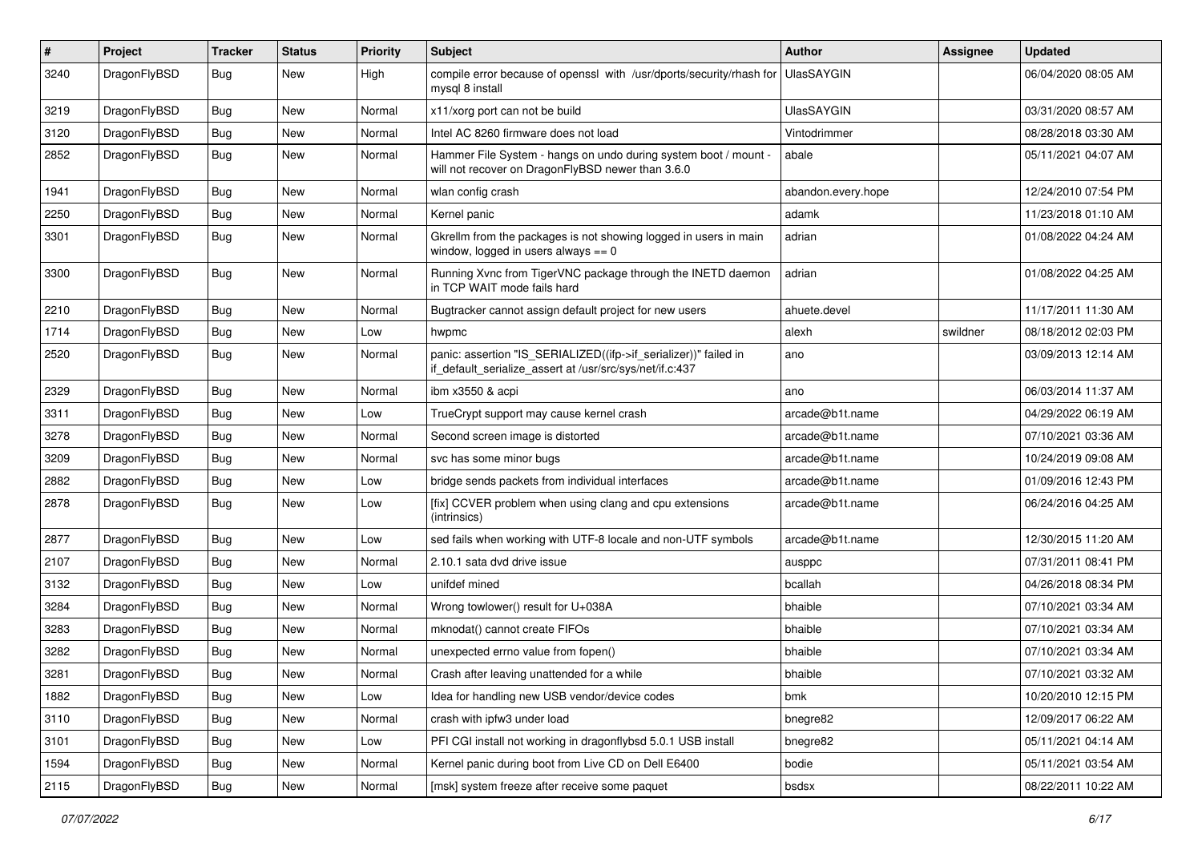| # | Project | Tracker | Status | Priority | Subject | Author | Assignee | Updated |
|---|---|---|---|---|---|---|---|---|
| 3240 | DragonFlyBSD | Bug | New | High | compile error because of openssl with /usr/dports/security/rhash for mysql 8 install | UlasSAYGIN | | 06/04/2020 08:05 AM |
| 3219 | DragonFlyBSD | Bug | New | Normal | x11/xorg port can not be build | UlasSAYGIN | | 03/31/2020 08:57 AM |
| 3120 | DragonFlyBSD | Bug | New | Normal | Intel AC 8260 firmware does not load | Vintodrimmer | | 08/28/2018 03:30 AM |
| 2852 | DragonFlyBSD | Bug | New | Normal | Hammer File System - hangs on undo during system boot / mount - will not recover on DragonFlyBSD newer than 3.6.0 | abale | | 05/11/2021 04:07 AM |
| 1941 | DragonFlyBSD | Bug | New | Normal | wlan config crash | abandon.every.hope | | 12/24/2010 07:54 PM |
| 2250 | DragonFlyBSD | Bug | New | Normal | Kernel panic | adamk | | 11/23/2018 01:10 AM |
| 3301 | DragonFlyBSD | Bug | New | Normal | Gkrellm from the packages is not showing logged in users in main window, logged in users always == 0 | adrian | | 01/08/2022 04:24 AM |
| 3300 | DragonFlyBSD | Bug | New | Normal | Running Xvnc from TigerVNC package through the INETD daemon in TCP WAIT mode fails hard | adrian | | 01/08/2022 04:25 AM |
| 2210 | DragonFlyBSD | Bug | New | Normal | Bugtracker cannot assign default project for new users | ahuete.devel | | 11/17/2011 11:30 AM |
| 1714 | DragonFlyBSD | Bug | New | Low | hwpmc | alexh | swildner | 08/18/2012 02:03 PM |
| 2520 | DragonFlyBSD | Bug | New | Normal | panic: assertion "IS_SERIALIZED((ifp->if_serializer))" failed in if_default_serialize_assert at /usr/src/sys/net/if.c:437 | ano | | 03/09/2013 12:14 AM |
| 2329 | DragonFlyBSD | Bug | New | Normal | ibm x3550 & acpi | ano | | 06/03/2014 11:37 AM |
| 3311 | DragonFlyBSD | Bug | New | Low | TrueCrypt support may cause kernel crash | arcade@b1t.name | | 04/29/2022 06:19 AM |
| 3278 | DragonFlyBSD | Bug | New | Normal | Second screen image is distorted | arcade@b1t.name | | 07/10/2021 03:36 AM |
| 3209 | DragonFlyBSD | Bug | New | Normal | svc has some minor bugs | arcade@b1t.name | | 10/24/2019 09:08 AM |
| 2882 | DragonFlyBSD | Bug | New | Low | bridge sends packets from individual interfaces | arcade@b1t.name | | 01/09/2016 12:43 PM |
| 2878 | DragonFlyBSD | Bug | New | Low | [fix] CCVER problem when using clang and cpu extensions (intrinsics) | arcade@b1t.name | | 06/24/2016 04:25 AM |
| 2877 | DragonFlyBSD | Bug | New | Low | sed fails when working with UTF-8 locale and non-UTF symbols | arcade@b1t.name | | 12/30/2015 11:20 AM |
| 2107 | DragonFlyBSD | Bug | New | Normal | 2.10.1 sata dvd drive issue | ausppc | | 07/31/2011 08:41 PM |
| 3132 | DragonFlyBSD | Bug | New | Low | unifdef mined | bcallah | | 04/26/2018 08:34 PM |
| 3284 | DragonFlyBSD | Bug | New | Normal | Wrong towlower() result for U+038A | bhaible | | 07/10/2021 03:34 AM |
| 3283 | DragonFlyBSD | Bug | New | Normal | mknodat() cannot create FIFOs | bhaible | | 07/10/2021 03:34 AM |
| 3282 | DragonFlyBSD | Bug | New | Normal | unexpected errno value from fopen() | bhaible | | 07/10/2021 03:34 AM |
| 3281 | DragonFlyBSD | Bug | New | Normal | Crash after leaving unattended for a while | bhaible | | 07/10/2021 03:32 AM |
| 1882 | DragonFlyBSD | Bug | New | Low | Idea for handling new USB vendor/device codes | bmk | | 10/20/2010 12:15 PM |
| 3110 | DragonFlyBSD | Bug | New | Normal | crash with ipfw3 under load | bnegre82 | | 12/09/2017 06:22 AM |
| 3101 | DragonFlyBSD | Bug | New | Low | PFI CGI install not working in dragonflybsd 5.0.1 USB install | bnegre82 | | 05/11/2021 04:14 AM |
| 1594 | DragonFlyBSD | Bug | New | Normal | Kernel panic during boot from Live CD on Dell E6400 | bodie | | 05/11/2021 03:54 AM |
| 2115 | DragonFlyBSD | Bug | New | Normal | [msk] system freeze after receive some paquet | bsdsx | | 08/22/2011 10:22 AM |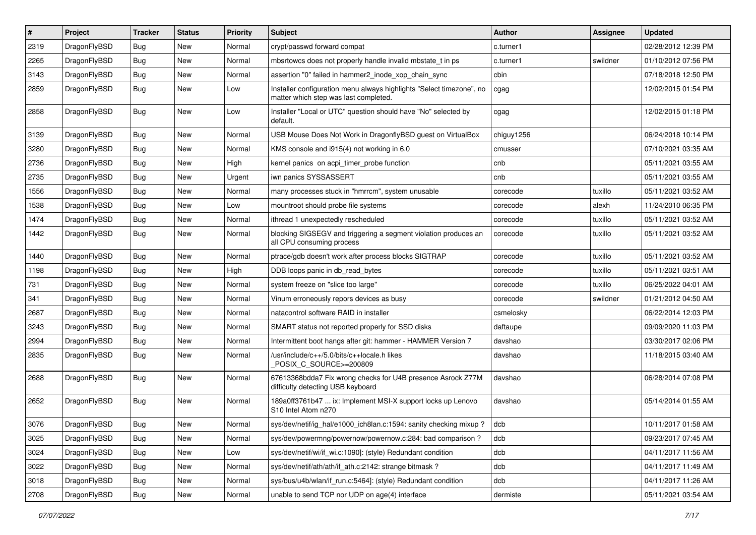| # | Project | Tracker | Status | Priority | Subject | Author | Assignee | Updated |
|---|---|---|---|---|---|---|---|---|
| 2319 | DragonFlyBSD | Bug | New | Normal | crypt/passwd forward compat | c.turner1 | | 02/28/2012 12:39 PM |
| 2265 | DragonFlyBSD | Bug | New | Normal | mbsrtowcs does not properly handle invalid mbstate_t in ps | c.turner1 | swildner | 01/10/2012 07:56 PM |
| 3143 | DragonFlyBSD | Bug | New | Normal | assertion "0" failed in hammer2_inode_xop_chain_sync | cbin | | 07/18/2018 12:50 PM |
| 2859 | DragonFlyBSD | Bug | New | Low | Installer configuration menu always highlights "Select timezone", no matter which step was last completed. | cgag | | 12/02/2015 01:54 PM |
| 2858 | DragonFlyBSD | Bug | New | Low | Installer "Local or UTC" question should have "No" selected by default. | cgag | | 12/02/2015 01:18 PM |
| 3139 | DragonFlyBSD | Bug | New | Normal | USB Mouse Does Not Work in DragonflyBSD guest on VirtualBox | chiguy1256 | | 06/24/2018 10:14 PM |
| 3280 | DragonFlyBSD | Bug | New | Normal | KMS console and i915(4) not working in 6.0 | cmusser | | 07/10/2021 03:35 AM |
| 2736 | DragonFlyBSD | Bug | New | High | kernel panics on acpi_timer_probe function | cnb | | 05/11/2021 03:55 AM |
| 2735 | DragonFlyBSD | Bug | New | Urgent | iwn panics SYSSASSERT | cnb | | 05/11/2021 03:55 AM |
| 1556 | DragonFlyBSD | Bug | New | Normal | many processes stuck in "hmrrcm", system unusable | corecode | tuxillo | 05/11/2021 03:52 AM |
| 1538 | DragonFlyBSD | Bug | New | Low | mountroot should probe file systems | corecode | alexh | 11/24/2010 06:35 PM |
| 1474 | DragonFlyBSD | Bug | New | Normal | ithread 1 unexpectedly rescheduled | corecode | tuxillo | 05/11/2021 03:52 AM |
| 1442 | DragonFlyBSD | Bug | New | Normal | blocking SIGSEGV and triggering a segment violation produces an all CPU consuming process | corecode | tuxillo | 05/11/2021 03:52 AM |
| 1440 | DragonFlyBSD | Bug | New | Normal | ptrace/gdb doesn't work after process blocks SIGTRAP | corecode | tuxillo | 05/11/2021 03:52 AM |
| 1198 | DragonFlyBSD | Bug | New | High | DDB loops panic in db_read_bytes | corecode | tuxillo | 05/11/2021 03:51 AM |
| 731 | DragonFlyBSD | Bug | New | Normal | system freeze on "slice too large" | corecode | tuxillo | 06/25/2022 04:01 AM |
| 341 | DragonFlyBSD | Bug | New | Normal | Vinum erroneously repors devices as busy | corecode | swildner | 01/21/2012 04:50 AM |
| 2687 | DragonFlyBSD | Bug | New | Normal | natacontrol software RAID in installer | csmelosky | | 06/22/2014 12:03 PM |
| 3243 | DragonFlyBSD | Bug | New | Normal | SMART status not reported properly for SSD disks | daftaupe | | 09/09/2020 11:03 PM |
| 2994 | DragonFlyBSD | Bug | New | Normal | Intermittent boot hangs after git: hammer - HAMMER Version 7 | davshao | | 03/30/2017 02:06 PM |
| 2835 | DragonFlyBSD | Bug | New | Normal | /usr/include/c++/5.0/bits/c++locale.h likes _POSIX_C_SOURCE>=200809 | davshao | | 11/18/2015 03:40 AM |
| 2688 | DragonFlyBSD | Bug | New | Normal | 67613368bdda7 Fix wrong checks for U4B presence Asrock Z77M difficulty detecting USB keyboard | davshao | | 06/28/2014 07:08 PM |
| 2652 | DragonFlyBSD | Bug | New | Normal | 189a0ff3761b47 ... ix: Implement MSI-X support locks up Lenovo S10 Intel Atom n270 | davshao | | 05/14/2014 01:55 AM |
| 3076 | DragonFlyBSD | Bug | New | Normal | sys/dev/netif/ig_hal/e1000_ich8lan.c:1594: sanity checking mixup ? | dcb | | 10/11/2017 01:58 AM |
| 3025 | DragonFlyBSD | Bug | New | Normal | sys/dev/powermng/powernow/powernow.c:284: bad comparison ? | dcb | | 09/23/2017 07:45 AM |
| 3024 | DragonFlyBSD | Bug | New | Low | sys/dev/netif/wi/if_wi.c:1090]: (style) Redundant condition | dcb | | 04/11/2017 11:56 AM |
| 3022 | DragonFlyBSD | Bug | New | Normal | sys/dev/netif/ath/ath/if_ath.c:2142: strange bitmask ? | dcb | | 04/11/2017 11:49 AM |
| 3018 | DragonFlyBSD | Bug | New | Normal | sys/bus/u4b/wlan/if_run.c:5464]: (style) Redundant condition | dcb | | 04/11/2017 11:26 AM |
| 2708 | DragonFlyBSD | Bug | New | Normal | unable to send TCP nor UDP on age(4) interface | dermiste | | 05/11/2021 03:54 AM |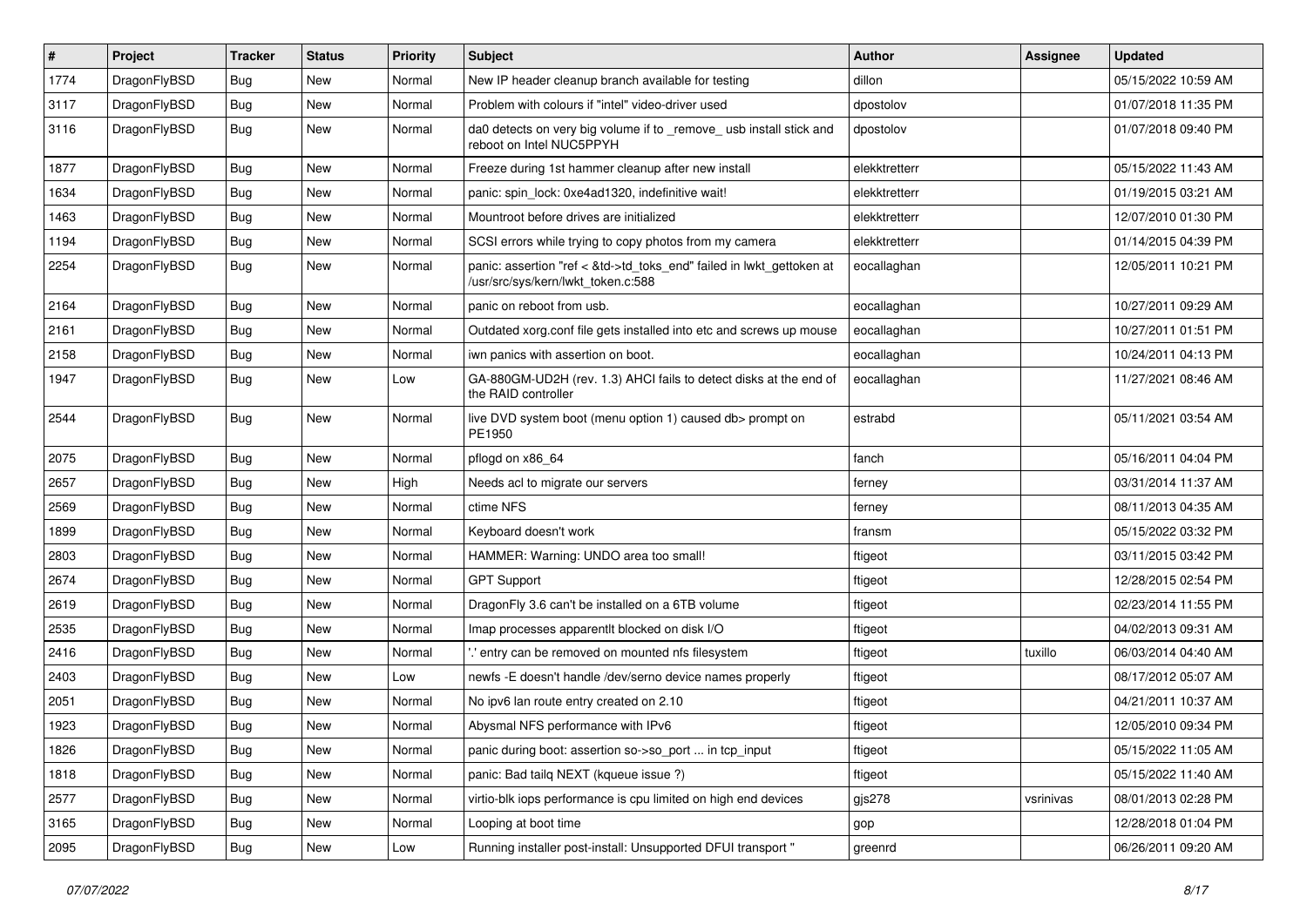| # | Project | Tracker | Status | Priority | Subject | Author | Assignee | Updated |
| --- | --- | --- | --- | --- | --- | --- | --- | --- |
| 1774 | DragonFlyBSD | Bug | New | Normal | New IP header cleanup branch available for testing | dillon | | 05/15/2022 10:59 AM |
| 3117 | DragonFlyBSD | Bug | New | Normal | Problem with colours if "intel" video-driver used | dpostolov | | 01/07/2018 11:35 PM |
| 3116 | DragonFlyBSD | Bug | New | Normal | da0 detects on very big volume if to _remove_ usb install stick and reboot on Intel NUC5PPYH | dpostolov | | 01/07/2018 09:40 PM |
| 1877 | DragonFlyBSD | Bug | New | Normal | Freeze during 1st hammer cleanup after new install | elekktretterr | | 05/15/2022 11:43 AM |
| 1634 | DragonFlyBSD | Bug | New | Normal | panic: spin_lock: 0xe4ad1320, indefinitive wait! | elekktretterr | | 01/19/2015 03:21 AM |
| 1463 | DragonFlyBSD | Bug | New | Normal | Mountroot before drives are initialized | elekktretterr | | 12/07/2010 01:30 PM |
| 1194 | DragonFlyBSD | Bug | New | Normal | SCSI errors while trying to copy photos from my camera | elekktretterr | | 01/14/2015 04:39 PM |
| 2254 | DragonFlyBSD | Bug | New | Normal | panic: assertion "ref < &td->td_toks_end" failed in lwkt_gettoken at /usr/src/sys/kern/lwkt_token.c:588 | eocallaghan | | 12/05/2011 10:21 PM |
| 2164 | DragonFlyBSD | Bug | New | Normal | panic on reboot from usb. | eocallaghan | | 10/27/2011 09:29 AM |
| 2161 | DragonFlyBSD | Bug | New | Normal | Outdated xorg.conf file gets installed into etc and screws up mouse | eocallaghan | | 10/27/2011 01:51 PM |
| 2158 | DragonFlyBSD | Bug | New | Normal | iwn panics with assertion on boot. | eocallaghan | | 10/24/2011 04:13 PM |
| 1947 | DragonFlyBSD | Bug | New | Low | GA-880GM-UD2H (rev. 1.3) AHCI fails to detect disks at the end of the RAID controller | eocallaghan | | 11/27/2021 08:46 AM |
| 2544 | DragonFlyBSD | Bug | New | Normal | live DVD system boot (menu option 1) caused db> prompt on PE1950 | estrabd | | 05/11/2021 03:54 AM |
| 2075 | DragonFlyBSD | Bug | New | Normal | pflogd on x86_64 | fanch | | 05/16/2011 04:04 PM |
| 2657 | DragonFlyBSD | Bug | New | High | Needs acl to migrate our servers | ferney | | 03/31/2014 11:37 AM |
| 2569 | DragonFlyBSD | Bug | New | Normal | ctime NFS | ferney | | 08/11/2013 04:35 AM |
| 1899 | DragonFlyBSD | Bug | New | Normal | Keyboard doesn't work | fransm | | 05/15/2022 03:32 PM |
| 2803 | DragonFlyBSD | Bug | New | Normal | HAMMER: Warning: UNDO area too small! | ftigeot | | 03/11/2015 03:42 PM |
| 2674 | DragonFlyBSD | Bug | New | Normal | GPT Support | ftigeot | | 12/28/2015 02:54 PM |
| 2619 | DragonFlyBSD | Bug | New | Normal | DragonFly 3.6 can't be installed on a 6TB volume | ftigeot | | 02/23/2014 11:55 PM |
| 2535 | DragonFlyBSD | Bug | New | Normal | Imap processes apparentlt blocked on disk I/O | ftigeot | | 04/02/2013 09:31 AM |
| 2416 | DragonFlyBSD | Bug | New | Normal | '.' entry can be removed on mounted nfs filesystem | ftigeot | tuxillo | 06/03/2014 04:40 AM |
| 2403 | DragonFlyBSD | Bug | New | Low | newfs -E doesn't handle /dev/serno device names properly | ftigeot | | 08/17/2012 05:07 AM |
| 2051 | DragonFlyBSD | Bug | New | Normal | No ipv6 lan route entry created on 2.10 | ftigeot | | 04/21/2011 10:37 AM |
| 1923 | DragonFlyBSD | Bug | New | Normal | Abysmal NFS performance with IPv6 | ftigeot | | 12/05/2010 09:34 PM |
| 1826 | DragonFlyBSD | Bug | New | Normal | panic during boot: assertion so->so_port ... in tcp_input | ftigeot | | 05/15/2022 11:05 AM |
| 1818 | DragonFlyBSD | Bug | New | Normal | panic: Bad tailq NEXT (kqueue issue ?) | ftigeot | | 05/15/2022 11:40 AM |
| 2577 | DragonFlyBSD | Bug | New | Normal | virtio-blk iops performance is cpu limited on high end devices | gjs278 | vsrinivas | 08/01/2013 02:28 PM |
| 3165 | DragonFlyBSD | Bug | New | Normal | Looping at boot time | gop | | 12/28/2018 01:04 PM |
| 2095 | DragonFlyBSD | Bug | New | Low | Running installer post-install: Unsupported DFUI transport " | greenrd | | 06/26/2011 09:20 AM |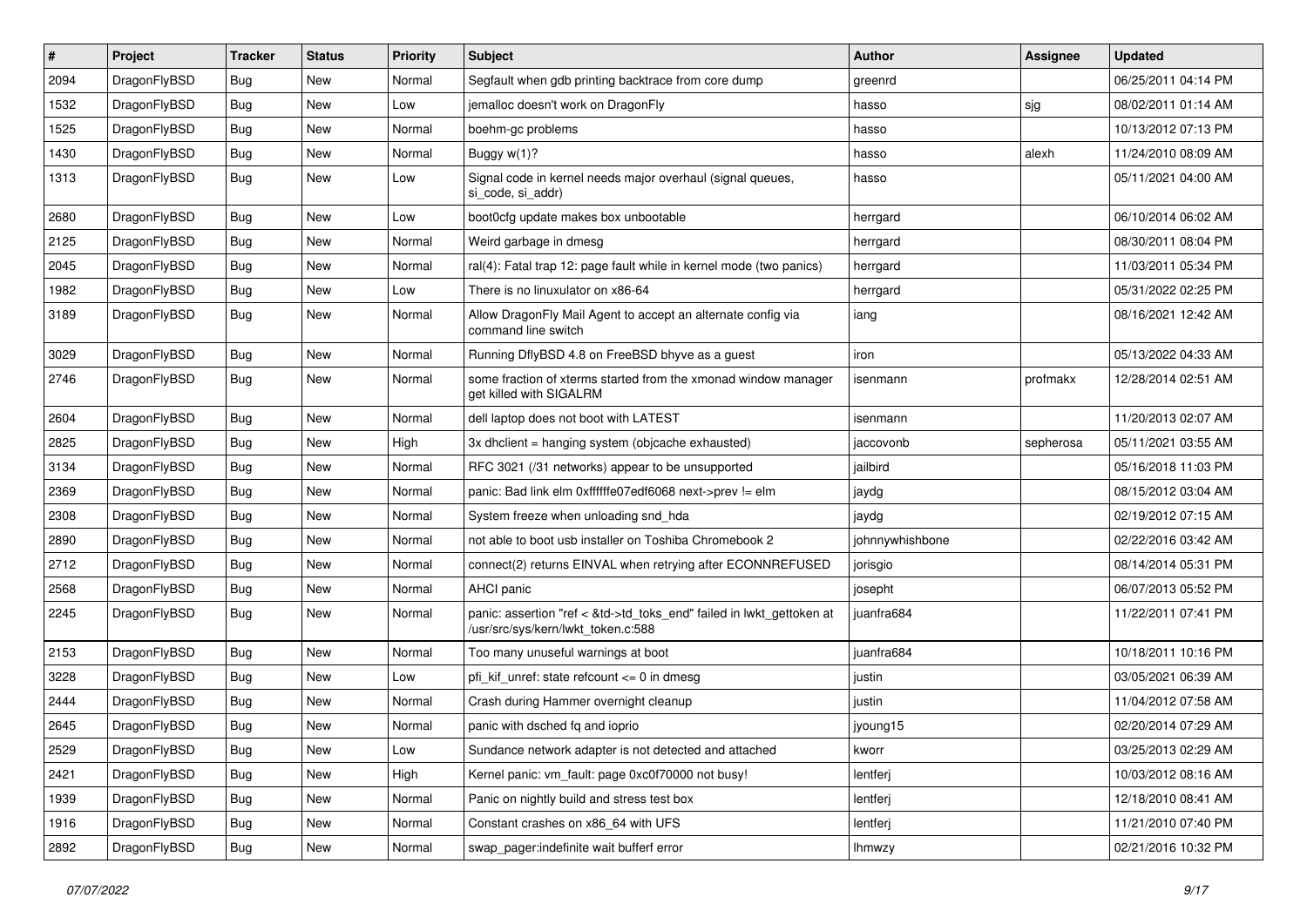| # | Project | Tracker | Status | Priority | Subject | Author | Assignee | Updated |
|---|---|---|---|---|---|---|---|---|
| 2094 | DragonFlyBSD | Bug | New | Normal | Segfault when gdb printing backtrace from core dump | greenrd | | 06/25/2011 04:14 PM |
| 1532 | DragonFlyBSD | Bug | New | Low | jemalloc doesn't work on DragonFly | hasso | sjg | 08/02/2011 01:14 AM |
| 1525 | DragonFlyBSD | Bug | New | Normal | boehm-gc problems | hasso | | 10/13/2012 07:13 PM |
| 1430 | DragonFlyBSD | Bug | New | Normal | Buggy w(1)? | hasso | alexh | 11/24/2010 08:09 AM |
| 1313 | DragonFlyBSD | Bug | New | Low | Signal code in kernel needs major overhaul (signal queues, si_code, si_addr) | hasso | | 05/11/2021 04:00 AM |
| 2680 | DragonFlyBSD | Bug | New | Low | boot0cfg update makes box unbootable | herrgard | | 06/10/2014 06:02 AM |
| 2125 | DragonFlyBSD | Bug | New | Normal | Weird garbage in dmesg | herrgard | | 08/30/2011 08:04 PM |
| 2045 | DragonFlyBSD | Bug | New | Normal | ral(4): Fatal trap 12: page fault while in kernel mode (two panics) | herrgard | | 11/03/2011 05:34 PM |
| 1982 | DragonFlyBSD | Bug | New | Low | There is no linuxulator on x86-64 | herrgard | | 05/31/2022 02:25 PM |
| 3189 | DragonFlyBSD | Bug | New | Normal | Allow DragonFly Mail Agent to accept an alternate config via command line switch | iang | | 08/16/2021 12:42 AM |
| 3029 | DragonFlyBSD | Bug | New | Normal | Running DflyBSD 4.8 on FreeBSD bhyve as a guest | iron | | 05/13/2022 04:33 AM |
| 2746 | DragonFlyBSD | Bug | New | Normal | some fraction of xterms started from the xmonad window manager get killed with SIGALRM | isenmann | profmakx | 12/28/2014 02:51 AM |
| 2604 | DragonFlyBSD | Bug | New | Normal | dell laptop does not boot with LATEST | isenmann | | 11/20/2013 02:07 AM |
| 2825 | DragonFlyBSD | Bug | New | High | 3x dhclient = hanging system (objcache exhausted) | jaccovonb | sepherosa | 05/11/2021 03:55 AM |
| 3134 | DragonFlyBSD | Bug | New | Normal | RFC 3021 (/31 networks) appear to be unsupported | jailbird | | 05/16/2018 11:03 PM |
| 2369 | DragonFlyBSD | Bug | New | Normal | panic: Bad link elm 0xffffffe07edf6068 next->prev != elm | jaydg | | 08/15/2012 03:04 AM |
| 2308 | DragonFlyBSD | Bug | New | Normal | System freeze when unloading snd_hda | jaydg | | 02/19/2012 07:15 AM |
| 2890 | DragonFlyBSD | Bug | New | Normal | not able to boot usb installer on Toshiba Chromebook 2 | johnnywhishbone | | 02/22/2016 03:42 AM |
| 2712 | DragonFlyBSD | Bug | New | Normal | connect(2) returns EINVAL when retrying after ECONNREFUSED | jorisgio | | 08/14/2014 05:31 PM |
| 2568 | DragonFlyBSD | Bug | New | Normal | AHCI panic | josepht | | 06/07/2013 05:52 PM |
| 2245 | DragonFlyBSD | Bug | New | Normal | panic: assertion "ref < &td->td_toks_end" failed in lwkt_gettoken at /usr/src/sys/kern/lwkt_token.c:588 | juanfra684 | | 11/22/2011 07:41 PM |
| 2153 | DragonFlyBSD | Bug | New | Normal | Too many unuseful warnings at boot | juanfra684 | | 10/18/2011 10:16 PM |
| 3228 | DragonFlyBSD | Bug | New | Low | pfi_kif_unref: state refcount <= 0 in dmesg | justin | | 03/05/2021 06:39 AM |
| 2444 | DragonFlyBSD | Bug | New | Normal | Crash during Hammer overnight cleanup | justin | | 11/04/2012 07:58 AM |
| 2645 | DragonFlyBSD | Bug | New | Normal | panic with dsched fq and ioprio | jyoung15 | | 02/20/2014 07:29 AM |
| 2529 | DragonFlyBSD | Bug | New | Low | Sundance network adapter is not detected and attached | kworr | | 03/25/2013 02:29 AM |
| 2421 | DragonFlyBSD | Bug | New | High | Kernel panic: vm_fault: page 0xc0f70000 not busy! | lentferj | | 10/03/2012 08:16 AM |
| 1939 | DragonFlyBSD | Bug | New | Normal | Panic on nightly build and stress test box | lentferj | | 12/18/2010 08:41 AM |
| 1916 | DragonFlyBSD | Bug | New | Normal | Constant crashes on x86_64 with UFS | lentferj | | 11/21/2010 07:40 PM |
| 2892 | DragonFlyBSD | Bug | New | Normal | swap_pager:indefinite wait bufferf error | lhmwzy | | 02/21/2016 10:32 PM |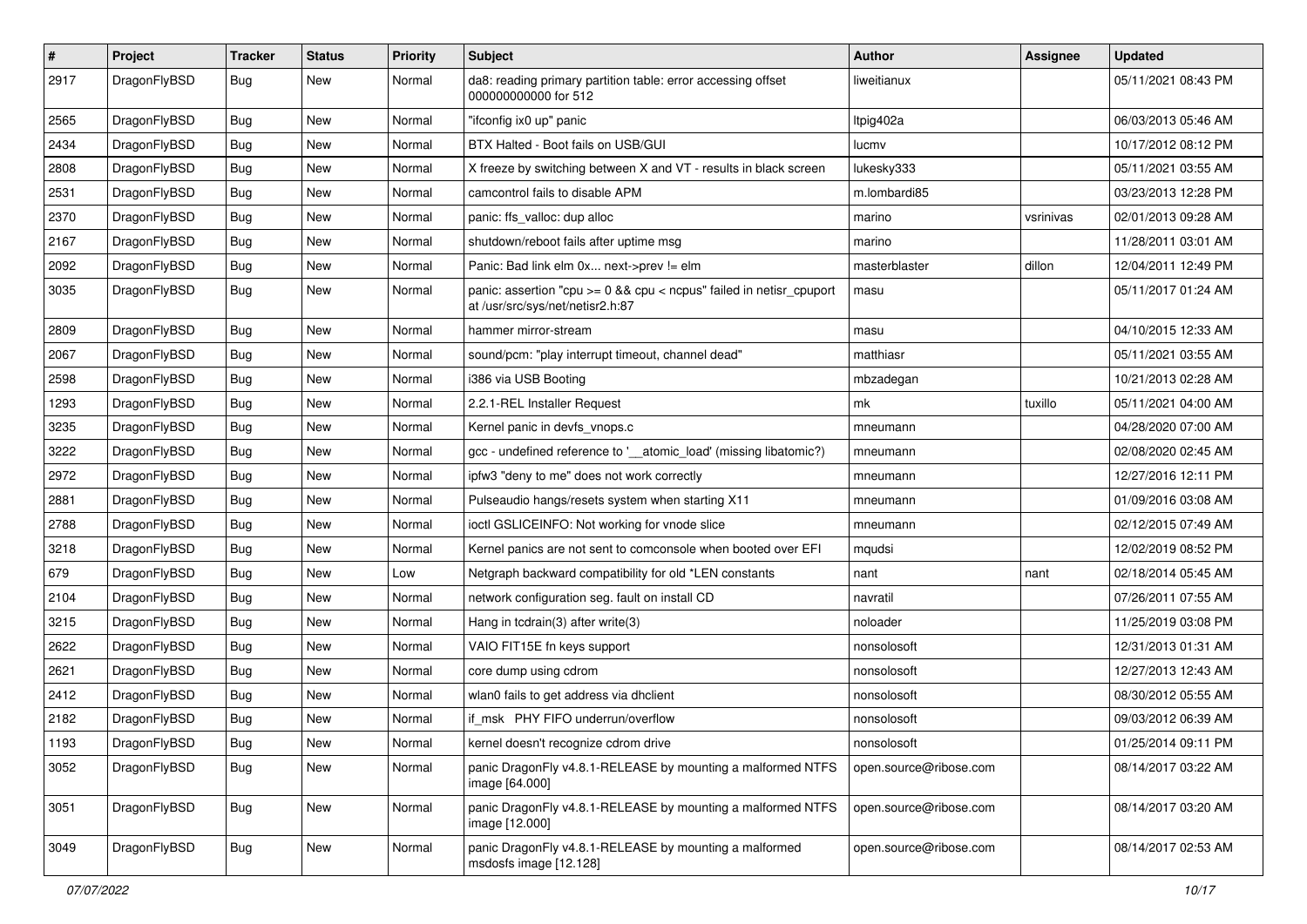| # | Project | Tracker | Status | Priority | Subject | Author | Assignee | Updated |
|---|---|---|---|---|---|---|---|---|
| 2917 | DragonFlyBSD | Bug | New | Normal | da8: reading primary partition table: error accessing offset 000000000000 for 512 | liweitianux | | 05/11/2021 08:43 PM |
| 2565 | DragonFlyBSD | Bug | New | Normal | "ifconfig ix0 up" panic | ltpig402a | | 06/03/2013 05:46 AM |
| 2434 | DragonFlyBSD | Bug | New | Normal | BTX Halted - Boot fails on USB/GUI | lucmv | | 10/17/2012 08:12 PM |
| 2808 | DragonFlyBSD | Bug | New | Normal | X freeze by switching between X and VT - results in black screen | lukesky333 | | 05/11/2021 03:55 AM |
| 2531 | DragonFlyBSD | Bug | New | Normal | camcontrol fails to disable APM | m.lombardi85 | | 03/23/2013 12:28 PM |
| 2370 | DragonFlyBSD | Bug | New | Normal | panic: ffs_valloc: dup alloc | marino | vsrinivas | 02/01/2013 09:28 AM |
| 2167 | DragonFlyBSD | Bug | New | Normal | shutdown/reboot fails after uptime msg | marino | | 11/28/2011 03:01 AM |
| 2092 | DragonFlyBSD | Bug | New | Normal | Panic: Bad link elm 0x... next->prev != elm | masterblaster | dillon | 12/04/2011 12:49 PM |
| 3035 | DragonFlyBSD | Bug | New | Normal | panic: assertion "cpu >= 0 && cpu < ncpus" failed in netisr_cpuport at /usr/src/sys/net/netisr2.h:87 | masu | | 05/11/2017 01:24 AM |
| 2809 | DragonFlyBSD | Bug | New | Normal | hammer mirror-stream | masu | | 04/10/2015 12:33 AM |
| 2067 | DragonFlyBSD | Bug | New | Normal | sound/pcm: "play interrupt timeout, channel dead" | matthiasr | | 05/11/2021 03:55 AM |
| 2598 | DragonFlyBSD | Bug | New | Normal | i386 via USB Booting | mbzadegan | | 10/21/2013 02:28 AM |
| 1293 | DragonFlyBSD | Bug | New | Normal | 2.2.1-REL Installer Request | mk | tuxillo | 05/11/2021 04:00 AM |
| 3235 | DragonFlyBSD | Bug | New | Normal | Kernel panic in devfs_vnops.c | mneumann | | 04/28/2020 07:00 AM |
| 3222 | DragonFlyBSD | Bug | New | Normal | gcc - undefined reference to '__atomic_load' (missing libatomic?) | mneumann | | 02/08/2020 02:45 AM |
| 2972 | DragonFlyBSD | Bug | New | Normal | ipfw3 "deny to me" does not work correctly | mneumann | | 12/27/2016 12:11 PM |
| 2881 | DragonFlyBSD | Bug | New | Normal | Pulseaudio hangs/resets system when starting X11 | mneumann | | 01/09/2016 03:08 AM |
| 2788 | DragonFlyBSD | Bug | New | Normal | ioctl GSLICEINFO: Not working for vnode slice | mneumann | | 02/12/2015 07:49 AM |
| 3218 | DragonFlyBSD | Bug | New | Normal | Kernel panics are not sent to comconsole when booted over EFI | mqudsi | | 12/02/2019 08:52 PM |
| 679 | DragonFlyBSD | Bug | New | Low | Netgraph backward compatibility for old *LEN constants | nant | nant | 02/18/2014 05:45 AM |
| 2104 | DragonFlyBSD | Bug | New | Normal | network configuration seg. fault on install CD | navratil | | 07/26/2011 07:55 AM |
| 3215 | DragonFlyBSD | Bug | New | Normal | Hang in tcdrain(3) after write(3) | noloader | | 11/25/2019 03:08 PM |
| 2622 | DragonFlyBSD | Bug | New | Normal | VAIO FIT15E fn keys support | nonsolosoft | | 12/31/2013 01:31 AM |
| 2621 | DragonFlyBSD | Bug | New | Normal | core dump using cdrom | nonsolosoft | | 12/27/2013 12:43 AM |
| 2412 | DragonFlyBSD | Bug | New | Normal | wlan0 fails to get address via dhclient | nonsolosoft | | 08/30/2012 05:55 AM |
| 2182 | DragonFlyBSD | Bug | New | Normal | if_msk PHY FIFO underrun/overflow | nonsolosoft | | 09/03/2012 06:39 AM |
| 1193 | DragonFlyBSD | Bug | New | Normal | kernel doesn't recognize cdrom drive | nonsolosoft | | 01/25/2014 09:11 PM |
| 3052 | DragonFlyBSD | Bug | New | Normal | panic DragonFly v4.8.1-RELEASE by mounting a malformed NTFS image [64.000] | open.source@ribose.com | | 08/14/2017 03:22 AM |
| 3051 | DragonFlyBSD | Bug | New | Normal | panic DragonFly v4.8.1-RELEASE by mounting a malformed NTFS image [12.000] | open.source@ribose.com | | 08/14/2017 03:20 AM |
| 3049 | DragonFlyBSD | Bug | New | Normal | panic DragonFly v4.8.1-RELEASE by mounting a malformed msdosfs image [12.128] | open.source@ribose.com | | 08/14/2017 02:53 AM |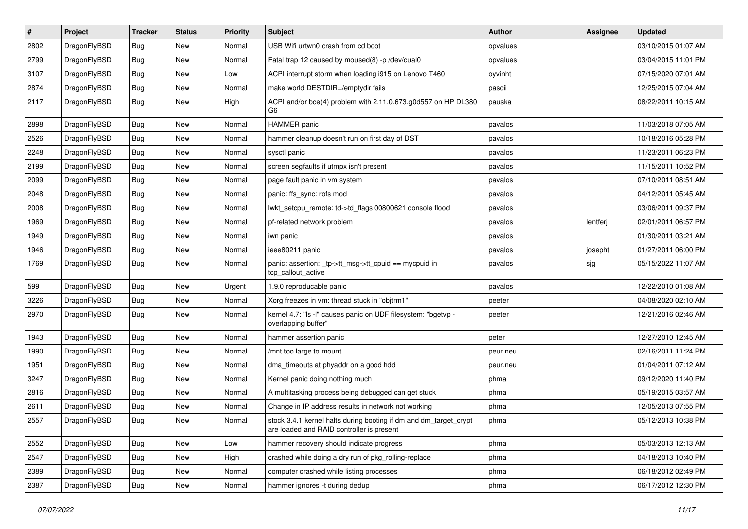| # | Project | Tracker | Status | Priority | Subject | Author | Assignee | Updated |
|---|---|---|---|---|---|---|---|---|
| 2802 | DragonFlyBSD | Bug | New | Normal | USB Wifi urtwn0 crash from cd boot | opvalues | | 03/10/2015 01:07 AM |
| 2799 | DragonFlyBSD | Bug | New | Normal | Fatal trap 12 caused by moused(8) -p /dev/cual0 | opvalues | | 03/04/2015 11:01 PM |
| 3107 | DragonFlyBSD | Bug | New | Low | ACPI interrupt storm when loading i915 on Lenovo T460 | oyvinht | | 07/15/2020 07:01 AM |
| 2874 | DragonFlyBSD | Bug | New | Normal | make world DESTDIR=/emptydir fails | pascii | | 12/25/2015 07:04 AM |
| 2117 | DragonFlyBSD | Bug | New | High | ACPI and/or bce(4) problem with 2.11.0.673.g0d557 on HP DL380 G6 | pauska | | 08/22/2011 10:15 AM |
| 2898 | DragonFlyBSD | Bug | New | Normal | HAMMER panic | pavalos | | 11/03/2018 07:05 AM |
| 2526 | DragonFlyBSD | Bug | New | Normal | hammer cleanup doesn't run on first day of DST | pavalos | | 10/18/2016 05:28 PM |
| 2248 | DragonFlyBSD | Bug | New | Normal | sysctl panic | pavalos | | 11/23/2011 06:23 PM |
| 2199 | DragonFlyBSD | Bug | New | Normal | screen segfaults if utmpx isn't present | pavalos | | 11/15/2011 10:52 PM |
| 2099 | DragonFlyBSD | Bug | New | Normal | page fault panic in vm system | pavalos | | 07/10/2011 08:51 AM |
| 2048 | DragonFlyBSD | Bug | New | Normal | panic: ffs_sync: rofs mod | pavalos | | 04/12/2011 05:45 AM |
| 2008 | DragonFlyBSD | Bug | New | Normal | lwkt_setcpu_remote: td->td_flags 00800621 console flood | pavalos | | 03/06/2011 09:37 PM |
| 1969 | DragonFlyBSD | Bug | New | Normal | pf-related network problem | pavalos | lentferj | 02/01/2011 06:57 PM |
| 1949 | DragonFlyBSD | Bug | New | Normal | iwn panic | pavalos | | 01/30/2011 03:21 AM |
| 1946 | DragonFlyBSD | Bug | New | Normal | ieee80211 panic | pavalos | josepht | 01/27/2011 06:00 PM |
| 1769 | DragonFlyBSD | Bug | New | Normal | panic: assertion: _tp->tt_msg->tt_cpuid == mycpuid in tcp_callout_active | pavalos | sjg | 05/15/2022 11:07 AM |
| 599 | DragonFlyBSD | Bug | New | Urgent | 1.9.0 reproducable panic | pavalos | | 12/22/2010 01:08 AM |
| 3226 | DragonFlyBSD | Bug | New | Normal | Xorg freezes in vm: thread stuck in "objtrm1" | peeter | | 04/08/2020 02:10 AM |
| 2970 | DragonFlyBSD | Bug | New | Normal | kernel 4.7: "ls -l" causes panic on UDF filesystem: "bgetvp - overlapping buffer" | peeter | | 12/21/2016 02:46 AM |
| 1943 | DragonFlyBSD | Bug | New | Normal | hammer assertion panic | peter | | 12/27/2010 12:45 AM |
| 1990 | DragonFlyBSD | Bug | New | Normal | /mnt too large to mount | peur.neu | | 02/16/2011 11:24 PM |
| 1951 | DragonFlyBSD | Bug | New | Normal | dma_timeouts at phyaddr on a good hdd | peur.neu | | 01/04/2011 07:12 AM |
| 3247 | DragonFlyBSD | Bug | New | Normal | Kernel panic doing nothing much | phma | | 09/12/2020 11:40 PM |
| 2816 | DragonFlyBSD | Bug | New | Normal | A multitasking process being debugged can get stuck | phma | | 05/19/2015 03:57 AM |
| 2611 | DragonFlyBSD | Bug | New | Normal | Change in IP address results in network not working | phma | | 12/05/2013 07:55 PM |
| 2557 | DragonFlyBSD | Bug | New | Normal | stock 3.4.1 kernel halts during booting if dm and dm_target_crypt are loaded and RAID controller is present | phma | | 05/12/2013 10:38 PM |
| 2552 | DragonFlyBSD | Bug | New | Low | hammer recovery should indicate progress | phma | | 05/03/2013 12:13 AM |
| 2547 | DragonFlyBSD | Bug | New | High | crashed while doing a dry run of pkg_rolling-replace | phma | | 04/18/2013 10:40 PM |
| 2389 | DragonFlyBSD | Bug | New | Normal | computer crashed while listing processes | phma | | 06/18/2012 02:49 PM |
| 2387 | DragonFlyBSD | Bug | New | Normal | hammer ignores -t during dedup | phma | | 06/17/2012 12:30 PM |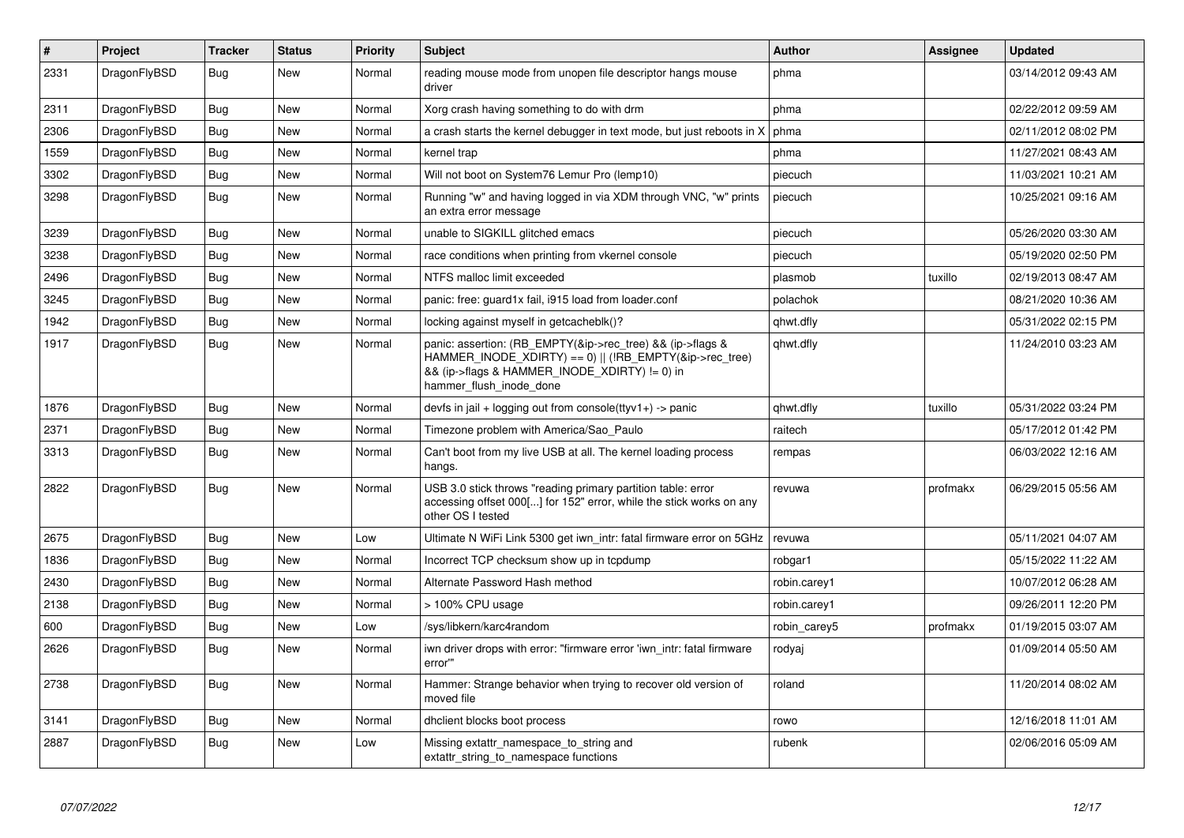| # | Project | Tracker | Status | Priority | Subject | Author | Assignee | Updated |
|---|---|---|---|---|---|---|---|---|
| 2331 | DragonFlyBSD | Bug | New | Normal | reading mouse mode from unopen file descriptor hangs mouse driver | phma | | 03/14/2012 09:43 AM |
| 2311 | DragonFlyBSD | Bug | New | Normal | Xorg crash having something to do with drm | phma | | 02/22/2012 09:59 AM |
| 2306 | DragonFlyBSD | Bug | New | Normal | a crash starts the kernel debugger in text mode, but just reboots in X | phma | | 02/11/2012 08:02 PM |
| 1559 | DragonFlyBSD | Bug | New | Normal | kernel trap | phma | | 11/27/2021 08:43 AM |
| 3302 | DragonFlyBSD | Bug | New | Normal | Will not boot on System76 Lemur Pro (lemp10) | piecuch | | 11/03/2021 10:21 AM |
| 3298 | DragonFlyBSD | Bug | New | Normal | Running "w" and having logged in via XDM through VNC, "w" prints an extra error message | piecuch | | 10/25/2021 09:16 AM |
| 3239 | DragonFlyBSD | Bug | New | Normal | unable to SIGKILL glitched emacs | piecuch | | 05/26/2020 03:30 AM |
| 3238 | DragonFlyBSD | Bug | New | Normal | race conditions when printing from vkernel console | piecuch | | 05/19/2020 02:50 PM |
| 2496 | DragonFlyBSD | Bug | New | Normal | NTFS malloc limit exceeded | plasmob | tuxillo | 02/19/2013 08:47 AM |
| 3245 | DragonFlyBSD | Bug | New | Normal | panic: free: guard1x fail, i915 load from loader.conf | polachok | | 08/21/2020 10:36 AM |
| 1942 | DragonFlyBSD | Bug | New | Normal | locking against myself in getcacheblk()? | qhwt.dfly | | 05/31/2022 02:15 PM |
| 1917 | DragonFlyBSD | Bug | New | Normal | panic: assertion: (RB_EMPTY(&ip->rec_tree) && (ip->flags & HAMMER_INODE_XDIRTY) == 0) \|\| (!RB_EMPTY(&ip->rec_tree) && (ip->flags & HAMMER_INODE_XDIRTY) != 0) in hammer_flush_inode_done | qhwt.dfly | | 11/24/2010 03:23 AM |
| 1876 | DragonFlyBSD | Bug | New | Normal | devfs in jail + logging out from console(ttyv1+) -> panic | qhwt.dfly | tuxillo | 05/31/2022 03:24 PM |
| 2371 | DragonFlyBSD | Bug | New | Normal | Timezone problem with America/Sao_Paulo | raitech | | 05/17/2012 01:42 PM |
| 3313 | DragonFlyBSD | Bug | New | Normal | Can't boot from my live USB at all. The kernel loading process hangs. | rempas | | 06/03/2022 12:16 AM |
| 2822 | DragonFlyBSD | Bug | New | Normal | USB 3.0 stick throws "reading primary partition table: error accessing offset 000[...] for 152" error, while the stick works on any other OS I tested | revuwa | profmakx | 06/29/2015 05:56 AM |
| 2675 | DragonFlyBSD | Bug | New | Low | Ultimate N WiFi Link 5300 get iwn_intr: fatal firmware error on 5GHz | revuwa | | 05/11/2021 04:07 AM |
| 1836 | DragonFlyBSD | Bug | New | Normal | Incorrect TCP checksum show up in tcpdump | robgar1 | | 05/15/2022 11:22 AM |
| 2430 | DragonFlyBSD | Bug | New | Normal | Alternate Password Hash method | robin.carey1 | | 10/07/2012 06:28 AM |
| 2138 | DragonFlyBSD | Bug | New | Normal | > 100% CPU usage | robin.carey1 | | 09/26/2011 12:20 PM |
| 600 | DragonFlyBSD | Bug | New | Low | /sys/libkern/karc4random | robin_carey5 | profmakx | 01/19/2015 03:07 AM |
| 2626 | DragonFlyBSD | Bug | New | Normal | iwn driver drops with error: "firmware error 'iwn_intr: fatal firmware error'" | rodyaj | | 01/09/2014 05:50 AM |
| 2738 | DragonFlyBSD | Bug | New | Normal | Hammer: Strange behavior when trying to recover old version of moved file | roland | | 11/20/2014 08:02 AM |
| 3141 | DragonFlyBSD | Bug | New | Normal | dhclient blocks boot process | rowo | | 12/16/2018 11:01 AM |
| 2887 | DragonFlyBSD | Bug | New | Low | Missing extattr_namespace_to_string and extattr_string_to_namespace functions | rubenk | | 02/06/2016 05:09 AM |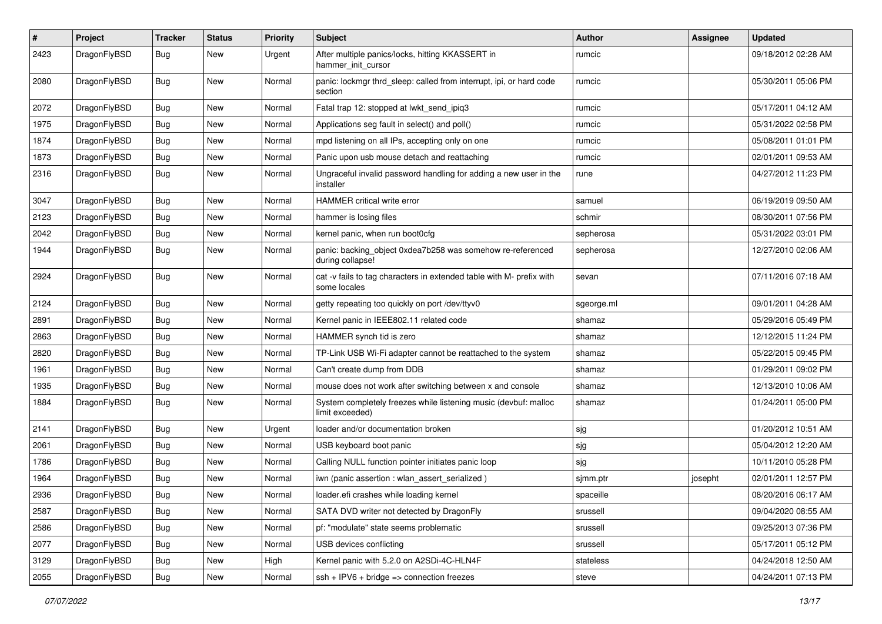| # | Project | Tracker | Status | Priority | Subject | Author | Assignee | Updated |
|---|---|---|---|---|---|---|---|---|
| 2423 | DragonFlyBSD | Bug | New | Urgent | After multiple panics/locks, hitting KKASSERT in hammer_init_cursor | rumcic | | 09/18/2012 02:28 AM |
| 2080 | DragonFlyBSD | Bug | New | Normal | panic: lockmgr thrd_sleep: called from interrupt, ipi, or hard code section | rumcic | | 05/30/2011 05:06 PM |
| 2072 | DragonFlyBSD | Bug | New | Normal | Fatal trap 12: stopped at lwkt_send_ipiq3 | rumcic | | 05/17/2011 04:12 AM |
| 1975 | DragonFlyBSD | Bug | New | Normal | Applications seg fault in select() and poll() | rumcic | | 05/31/2022 02:58 PM |
| 1874 | DragonFlyBSD | Bug | New | Normal | mpd listening on all IPs, accepting only on one | rumcic | | 05/08/2011 01:01 PM |
| 1873 | DragonFlyBSD | Bug | New | Normal | Panic upon usb mouse detach and reattaching | rumcic | | 02/01/2011 09:53 AM |
| 2316 | DragonFlyBSD | Bug | New | Normal | Ungraceful invalid password handling for adding a new user in the installer | rune | | 04/27/2012 11:23 PM |
| 3047 | DragonFlyBSD | Bug | New | Normal | HAMMER critical write error | samuel | | 06/19/2019 09:50 AM |
| 2123 | DragonFlyBSD | Bug | New | Normal | hammer is losing files | schmir | | 08/30/2011 07:56 PM |
| 2042 | DragonFlyBSD | Bug | New | Normal | kernel panic, when run boot0cfg | sepherosa | | 05/31/2022 03:01 PM |
| 1944 | DragonFlyBSD | Bug | New | Normal | panic: backing_object 0xdea7b258 was somehow re-referenced during collapse! | sepherosa | | 12/27/2010 02:06 AM |
| 2924 | DragonFlyBSD | Bug | New | Normal | cat -v fails to tag characters in extended table with M- prefix with some locales | sevan | | 07/11/2016 07:18 AM |
| 2124 | DragonFlyBSD | Bug | New | Normal | getty repeating too quickly on port /dev/ttyv0 | sgeorge.ml | | 09/01/2011 04:28 AM |
| 2891 | DragonFlyBSD | Bug | New | Normal | Kernel panic in IEEE802.11 related code | shamaz | | 05/29/2016 05:49 PM |
| 2863 | DragonFlyBSD | Bug | New | Normal | HAMMER synch tid is zero | shamaz | | 12/12/2015 11:24 PM |
| 2820 | DragonFlyBSD | Bug | New | Normal | TP-Link USB Wi-Fi adapter cannot be reattached to the system | shamaz | | 05/22/2015 09:45 PM |
| 1961 | DragonFlyBSD | Bug | New | Normal | Can't create dump from DDB | shamaz | | 01/29/2011 09:02 PM |
| 1935 | DragonFlyBSD | Bug | New | Normal | mouse does not work after switching between x and console | shamaz | | 12/13/2010 10:06 AM |
| 1884 | DragonFlyBSD | Bug | New | Normal | System completely freezes while listening music (devbuf: malloc limit exceeded) | shamaz | | 01/24/2011 05:00 PM |
| 2141 | DragonFlyBSD | Bug | New | Urgent | loader and/or documentation broken | sjg | | 01/20/2012 10:51 AM |
| 2061 | DragonFlyBSD | Bug | New | Normal | USB keyboard boot panic | sjg | | 05/04/2012 12:20 AM |
| 1786 | DragonFlyBSD | Bug | New | Normal | Calling NULL function pointer initiates panic loop | sjg | | 10/11/2010 05:28 PM |
| 1964 | DragonFlyBSD | Bug | New | Normal | iwn (panic assertion : wlan_assert_serialized ) | sjmm.ptr | josepht | 02/01/2011 12:57 PM |
| 2936 | DragonFlyBSD | Bug | New | Normal | loader.efi crashes while loading kernel | spaceille | | 08/20/2016 06:17 AM |
| 2587 | DragonFlyBSD | Bug | New | Normal | SATA DVD writer not detected by DragonFly | srussell | | 09/04/2020 08:55 AM |
| 2586 | DragonFlyBSD | Bug | New | Normal | pf: "modulate" state seems problematic | srussell | | 09/25/2013 07:36 PM |
| 2077 | DragonFlyBSD | Bug | New | Normal | USB devices conflicting | srussell | | 05/17/2011 05:12 PM |
| 3129 | DragonFlyBSD | Bug | New | High | Kernel panic with 5.2.0 on A2SDi-4C-HLN4F | stateless | | 04/24/2018 12:50 AM |
| 2055 | DragonFlyBSD | Bug | New | Normal | ssh + IPV6 + bridge => connection freezes | steve | | 04/24/2011 07:13 PM |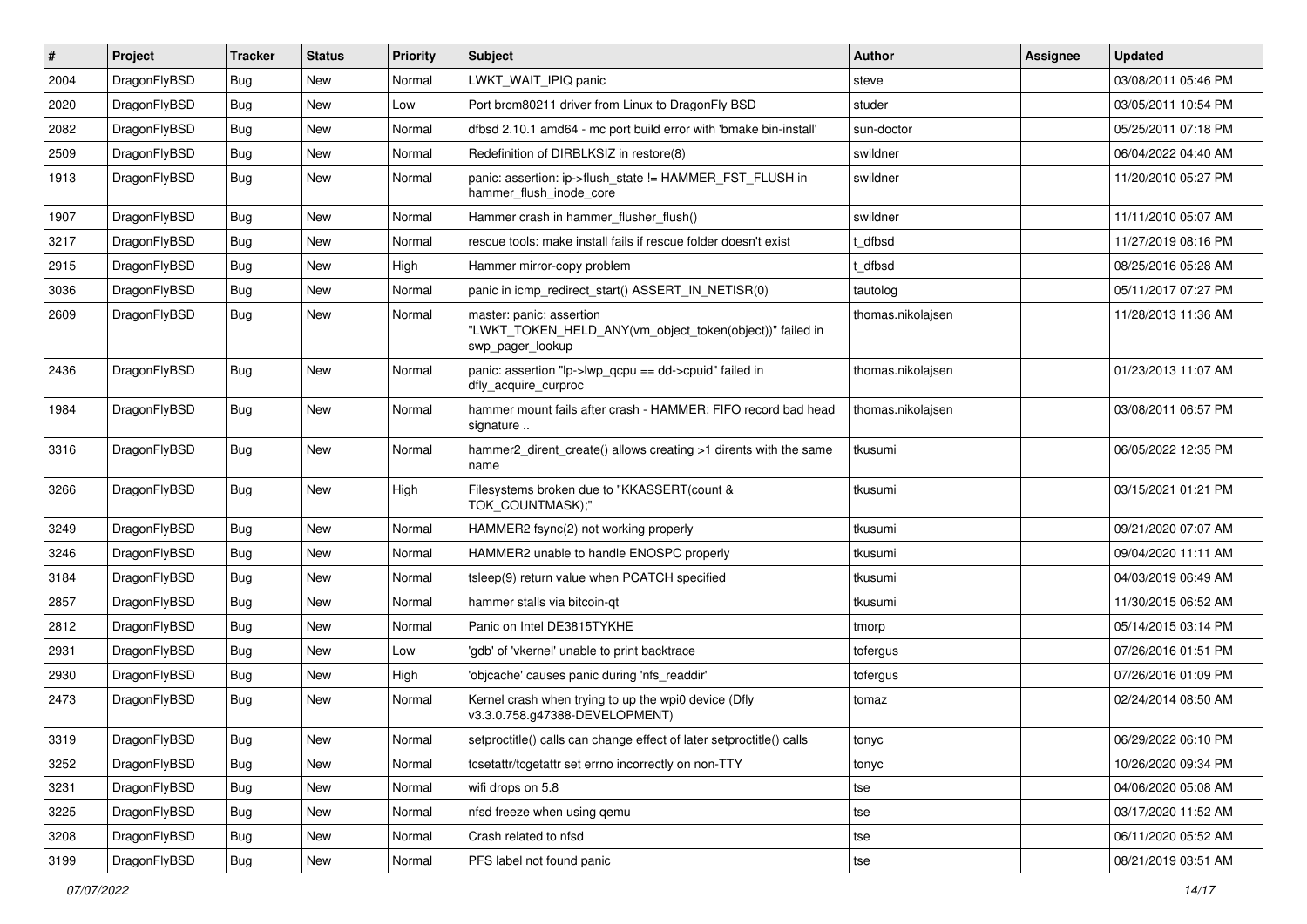| # | Project | Tracker | Status | Priority | Subject | Author | Assignee | Updated |
|---|---|---|---|---|---|---|---|---|
| 2004 | DragonFlyBSD | Bug | New | Normal | LWKT_WAIT_IPIQ panic | steve | | 03/08/2011 05:46 PM |
| 2020 | DragonFlyBSD | Bug | New | Low | Port brcm80211 driver from Linux to DragonFly BSD | studer | | 03/05/2011 10:54 PM |
| 2082 | DragonFlyBSD | Bug | New | Normal | dfbsd 2.10.1 amd64 - mc port build error with 'bmake bin-install' | sun-doctor | | 05/25/2011 07:18 PM |
| 2509 | DragonFlyBSD | Bug | New | Normal | Redefinition of DIRBLKSIZ in restore(8) | swildner | | 06/04/2022 04:40 AM |
| 1913 | DragonFlyBSD | Bug | New | Normal | panic: assertion: ip->flush_state != HAMMER_FST_FLUSH in hammer_flush_inode_core | swildner | | 11/20/2010 05:27 PM |
| 1907 | DragonFlyBSD | Bug | New | Normal | Hammer crash in hammer_flusher_flush() | swildner | | 11/11/2010 05:07 AM |
| 3217 | DragonFlyBSD | Bug | New | Normal | rescue tools: make install fails if rescue folder doesn't exist | t_dfbsd | | 11/27/2019 08:16 PM |
| 2915 | DragonFlyBSD | Bug | New | High | Hammer mirror-copy problem | t_dfbsd | | 08/25/2016 05:28 AM |
| 3036 | DragonFlyBSD | Bug | New | Normal | panic in icmp_redirect_start() ASSERT_IN_NETISR(0) | tautolog | | 05/11/2017 07:27 PM |
| 2609 | DragonFlyBSD | Bug | New | Normal | master: panic: assertion "LWKT_TOKEN_HELD_ANY(vm_object_token(object))" failed in swp_pager_lookup | thomas.nikolajsen | | 11/28/2013 11:36 AM |
| 2436 | DragonFlyBSD | Bug | New | Normal | panic: assertion "lp->lwp_qcpu == dd->cpuid" failed in dfly_acquire_curproc | thomas.nikolajsen | | 01/23/2013 11:07 AM |
| 1984 | DragonFlyBSD | Bug | New | Normal | hammer mount fails after crash - HAMMER: FIFO record bad head signature .. | thomas.nikolajsen | | 03/08/2011 06:57 PM |
| 3316 | DragonFlyBSD | Bug | New | Normal | hammer2_dirent_create() allows creating >1 dirents with the same name | tkusumi | | 06/05/2022 12:35 PM |
| 3266 | DragonFlyBSD | Bug | New | High | Filesystems broken due to "KKASSERT(count & TOK_COUNTMASK);" | tkusumi | | 03/15/2021 01:21 PM |
| 3249 | DragonFlyBSD | Bug | New | Normal | HAMMER2 fsync(2) not working properly | tkusumi | | 09/21/2020 07:07 AM |
| 3246 | DragonFlyBSD | Bug | New | Normal | HAMMER2 unable to handle ENOSPC properly | tkusumi | | 09/04/2020 11:11 AM |
| 3184 | DragonFlyBSD | Bug | New | Normal | tsleep(9) return value when PCATCH specified | tkusumi | | 04/03/2019 06:49 AM |
| 2857 | DragonFlyBSD | Bug | New | Normal | hammer stalls via bitcoin-qt | tkusumi | | 11/30/2015 06:52 AM |
| 2812 | DragonFlyBSD | Bug | New | Normal | Panic on Intel DE3815TYKHE | tmorp | | 05/14/2015 03:14 PM |
| 2931 | DragonFlyBSD | Bug | New | Low | 'gdb' of 'vkernel' unable to print backtrace | tofergus | | 07/26/2016 01:51 PM |
| 2930 | DragonFlyBSD | Bug | New | High | 'objcache' causes panic during 'nfs_readdir' | tofergus | | 07/26/2016 01:09 PM |
| 2473 | DragonFlyBSD | Bug | New | Normal | Kernel crash when trying to up the wpi0 device (Dfly v3.3.0.758.g47388-DEVELOPMENT) | tomaz | | 02/24/2014 08:50 AM |
| 3319 | DragonFlyBSD | Bug | New | Normal | setproctitle() calls can change effect of later setproctitle() calls | tonyc | | 06/29/2022 06:10 PM |
| 3252 | DragonFlyBSD | Bug | New | Normal | tcsetattr/tcgetattr set errno incorrectly on non-TTY | tonyc | | 10/26/2020 09:34 PM |
| 3231 | DragonFlyBSD | Bug | New | Normal | wifi drops on 5.8 | tse | | 04/06/2020 05:08 AM |
| 3225 | DragonFlyBSD | Bug | New | Normal | nfsd freeze when using qemu | tse | | 03/17/2020 11:52 AM |
| 3208 | DragonFlyBSD | Bug | New | Normal | Crash related to nfsd | tse | | 06/11/2020 05:52 AM |
| 3199 | DragonFlyBSD | Bug | New | Normal | PFS label not found panic | tse | | 08/21/2019 03:51 AM |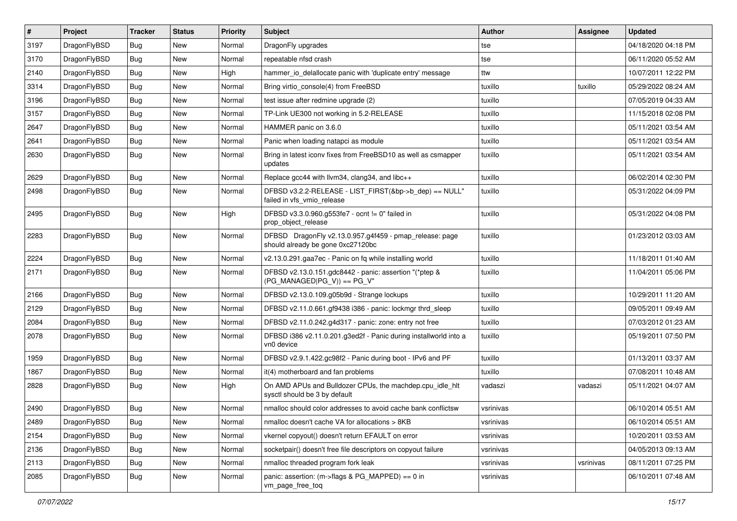| # | Project | Tracker | Status | Priority | Subject | Author | Assignee | Updated |
|---|---|---|---|---|---|---|---|---|
| 3197 | DragonFlyBSD | Bug | New | Normal | DragonFly upgrades | tse | | 04/18/2020 04:18 PM |
| 3170 | DragonFlyBSD | Bug | New | Normal | repeatable nfsd crash | tse | | 06/11/2020 05:52 AM |
| 2140 | DragonFlyBSD | Bug | New | High | hammer_io_delallocate panic with 'duplicate entry' message | ttw | | 10/07/2011 12:22 PM |
| 3314 | DragonFlyBSD | Bug | New | Normal | Bring virtio_console(4) from FreeBSD | tuxillo | tuxillo | 05/29/2022 08:24 AM |
| 3196 | DragonFlyBSD | Bug | New | Normal | test issue after redmine upgrade (2) | tuxillo | | 07/05/2019 04:33 AM |
| 3157 | DragonFlyBSD | Bug | New | Normal | TP-Link UE300 not working in 5.2-RELEASE | tuxillo | | 11/15/2018 02:08 PM |
| 2647 | DragonFlyBSD | Bug | New | Normal | HAMMER panic on 3.6.0 | tuxillo | | 05/11/2021 03:54 AM |
| 2641 | DragonFlyBSD | Bug | New | Normal | Panic when loading natapci as module | tuxillo | | 05/11/2021 03:54 AM |
| 2630 | DragonFlyBSD | Bug | New | Normal | Bring in latest iconv fixes from FreeBSD10 as well as csmapper updates | tuxillo | | 05/11/2021 03:54 AM |
| 2629 | DragonFlyBSD | Bug | New | Normal | Replace gcc44 with llvm34, clang34, and libc++ | tuxillo | | 06/02/2014 02:30 PM |
| 2498 | DragonFlyBSD | Bug | New | Normal | DFBSD v3.2.2-RELEASE - LIST_FIRST(&bp->b_dep) == NULL" failed in vfs_vmio_release | tuxillo | | 05/31/2022 04:09 PM |
| 2495 | DragonFlyBSD | Bug | New | High | DFBSD v3.3.0.960.g553fe7 - ocnt != 0" failed in prop_object_release | tuxillo | | 05/31/2022 04:08 PM |
| 2283 | DragonFlyBSD | Bug | New | Normal | DFBSD DragonFly v2.13.0.957.g4f459 - pmap_release: page should already be gone 0xc27120bc | tuxillo | | 01/23/2012 03:03 AM |
| 2224 | DragonFlyBSD | Bug | New | Normal | v2.13.0.291.gaa7ec - Panic on fq while installing world | tuxillo | | 11/18/2011 01:40 AM |
| 2171 | DragonFlyBSD | Bug | New | Normal | DFBSD v2.13.0.151.gdc8442 - panic: assertion "(*ptep & (PG_MANAGED\|PG_V)) == PG_V" | tuxillo | | 11/04/2011 05:06 PM |
| 2166 | DragonFlyBSD | Bug | New | Normal | DFBSD v2.13.0.109.g05b9d - Strange lockups | tuxillo | | 10/29/2011 11:20 AM |
| 2129 | DragonFlyBSD | Bug | New | Normal | DFBSD v2.11.0.661.gf9438 i386 - panic: lockmgr thrd_sleep | tuxillo | | 09/05/2011 09:49 AM |
| 2084 | DragonFlyBSD | Bug | New | Normal | DFBSD v2.11.0.242.g4d317 - panic: zone: entry not free | tuxillo | | 07/03/2012 01:23 AM |
| 2078 | DragonFlyBSD | Bug | New | Normal | DFBSD i386 v2.11.0.201.g3ed2f - Panic during installworld into a vn0 device | tuxillo | | 05/19/2011 07:50 PM |
| 1959 | DragonFlyBSD | Bug | New | Normal | DFBSD v2.9.1.422.gc98f2 - Panic during boot - IPv6 and PF | tuxillo | | 01/13/2011 03:37 AM |
| 1867 | DragonFlyBSD | Bug | New | Normal | it(4) motherboard and fan problems | tuxillo | | 07/08/2011 10:48 AM |
| 2828 | DragonFlyBSD | Bug | New | High | On AMD APUs and Bulldozer CPUs, the machdep.cpu_idle_hlt sysctl should be 3 by default | vadaszi | vadaszi | 05/11/2021 04:07 AM |
| 2490 | DragonFlyBSD | Bug | New | Normal | nmalloc should color addresses to avoid cache bank conflictsw | vsrinivas | | 06/10/2014 05:51 AM |
| 2489 | DragonFlyBSD | Bug | New | Normal | nmalloc doesn't cache VA for allocations > 8KB | vsrinivas | | 06/10/2014 05:51 AM |
| 2154 | DragonFlyBSD | Bug | New | Normal | vkernel copyout() doesn't return EFAULT on error | vsrinivas | | 10/20/2011 03:53 AM |
| 2136 | DragonFlyBSD | Bug | New | Normal | socketpair() doesn't free file descriptors on copyout failure | vsrinivas | | 04/05/2013 09:13 AM |
| 2113 | DragonFlyBSD | Bug | New | Normal | nmalloc threaded program fork leak | vsrinivas | vsrinivas | 08/11/2011 07:25 PM |
| 2085 | DragonFlyBSD | Bug | New | Normal | panic: assertion: (m->flags & PG_MAPPED) == 0 in vm_page_free_toq | vsrinivas | | 06/10/2011 07:48 AM |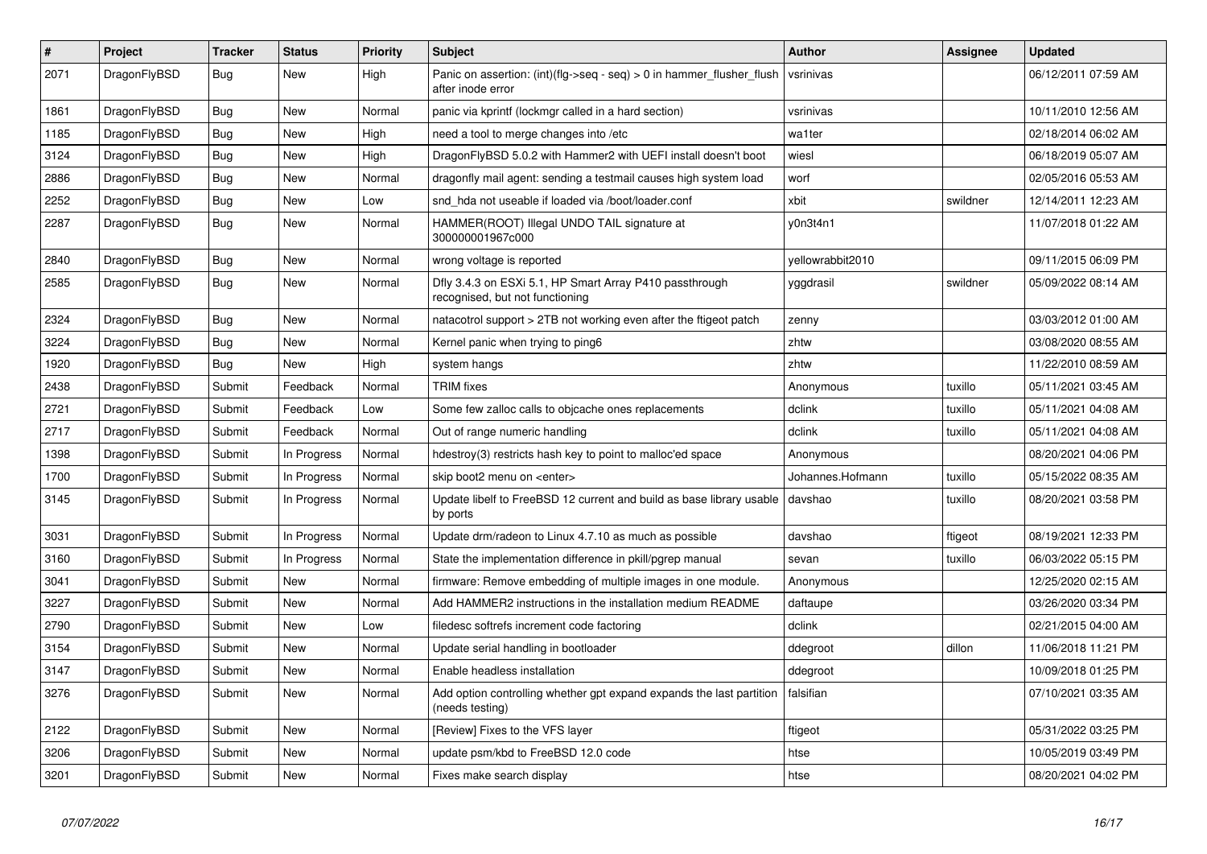| # | Project | Tracker | Status | Priority | Subject | Author | Assignee | Updated |
|---|---|---|---|---|---|---|---|---|
| 2071 | DragonFlyBSD | Bug | New | High | Panic on assertion: (int)(flg->seq - seq) > 0 in hammer_flusher_flush after inode error | vsrinivas | | 06/12/2011 07:59 AM |
| 1861 | DragonFlyBSD | Bug | New | Normal | panic via kprintf (lockmgr called in a hard section) | vsrinivas | | 10/11/2010 12:56 AM |
| 1185 | DragonFlyBSD | Bug | New | High | need a tool to merge changes into /etc | wa1ter | | 02/18/2014 06:02 AM |
| 3124 | DragonFlyBSD | Bug | New | High | DragonFlyBSD 5.0.2 with Hammer2 with UEFI install doesn't boot | wiesl | | 06/18/2019 05:07 AM |
| 2886 | DragonFlyBSD | Bug | New | Normal | dragonfly mail agent: sending a testmail causes high system load | worf | | 02/05/2016 05:53 AM |
| 2252 | DragonFlyBSD | Bug | New | Low | snd_hda not useable if loaded via /boot/loader.conf | xbit | swildner | 12/14/2011 12:23 AM |
| 2287 | DragonFlyBSD | Bug | New | Normal | HAMMER(ROOT) Illegal UNDO TAIL signature at 300000001967c000 | y0n3t4n1 | | 11/07/2018 01:22 AM |
| 2840 | DragonFlyBSD | Bug | New | Normal | wrong voltage is reported | yellowrabbit2010 | | 09/11/2015 06:09 PM |
| 2585 | DragonFlyBSD | Bug | New | Normal | Dfly 3.4.3 on ESXi 5.1, HP Smart Array P410 passthrough recognised, but not functioning | yggdrasil | swildner | 05/09/2022 08:14 AM |
| 2324 | DragonFlyBSD | Bug | New | Normal | natacotrol support > 2TB not working even after the ftigeot patch | zenny | | 03/03/2012 01:00 AM |
| 3224 | DragonFlyBSD | Bug | New | Normal | Kernel panic when trying to ping6 | zhtw | | 03/08/2020 08:55 AM |
| 1920 | DragonFlyBSD | Bug | New | High | system hangs | zhtw | | 11/22/2010 08:59 AM |
| 2438 | DragonFlyBSD | Submit | Feedback | Normal | TRIM fixes | Anonymous | tuxillo | 05/11/2021 03:45 AM |
| 2721 | DragonFlyBSD | Submit | Feedback | Low | Some few zalloc calls to objcache ones replacements | dclink | tuxillo | 05/11/2021 04:08 AM |
| 2717 | DragonFlyBSD | Submit | Feedback | Normal | Out of range numeric handling | dclink | tuxillo | 05/11/2021 04:08 AM |
| 1398 | DragonFlyBSD | Submit | In Progress | Normal | hdestroy(3) restricts hash key to point to malloc'ed space | Anonymous | | 08/20/2021 04:06 PM |
| 1700 | DragonFlyBSD | Submit | In Progress | Normal | skip boot2 menu on <enter> | Johannes.Hofmann | tuxillo | 05/15/2022 08:35 AM |
| 3145 | DragonFlyBSD | Submit | In Progress | Normal | Update libelf to FreeBSD 12 current and build as base library usable by ports | davshao | tuxillo | 08/20/2021 03:58 PM |
| 3031 | DragonFlyBSD | Submit | In Progress | Normal | Update drm/radeon to Linux 4.7.10 as much as possible | davshao | ftigeot | 08/19/2021 12:33 PM |
| 3160 | DragonFlyBSD | Submit | In Progress | Normal | State the implementation difference in pkill/pgrep manual | sevan | tuxillo | 06/03/2022 05:15 PM |
| 3041 | DragonFlyBSD | Submit | New | Normal | firmware: Remove embedding of multiple images in one module. | Anonymous | | 12/25/2020 02:15 AM |
| 3227 | DragonFlyBSD | Submit | New | Normal | Add HAMMER2 instructions in the installation medium README | daftaupe | | 03/26/2020 03:34 PM |
| 2790 | DragonFlyBSD | Submit | New | Low | filedesc softrefs increment code factoring | dclink | | 02/21/2015 04:00 AM |
| 3154 | DragonFlyBSD | Submit | New | Normal | Update serial handling in bootloader | ddegroot | dillon | 11/06/2018 11:21 PM |
| 3147 | DragonFlyBSD | Submit | New | Normal | Enable headless installation | ddegroot | | 10/09/2018 01:25 PM |
| 3276 | DragonFlyBSD | Submit | New | Normal | Add option controlling whether gpt expand expands the last partition (needs testing) | falsifian | | 07/10/2021 03:35 AM |
| 2122 | DragonFlyBSD | Submit | New | Normal | [Review] Fixes to the VFS layer | ftigeot | | 05/31/2022 03:25 PM |
| 3206 | DragonFlyBSD | Submit | New | Normal | update psm/kbd to FreeBSD 12.0 code | htse | | 10/05/2019 03:49 PM |
| 3201 | DragonFlyBSD | Submit | New | Normal | Fixes make search display | htse | | 08/20/2021 04:02 PM |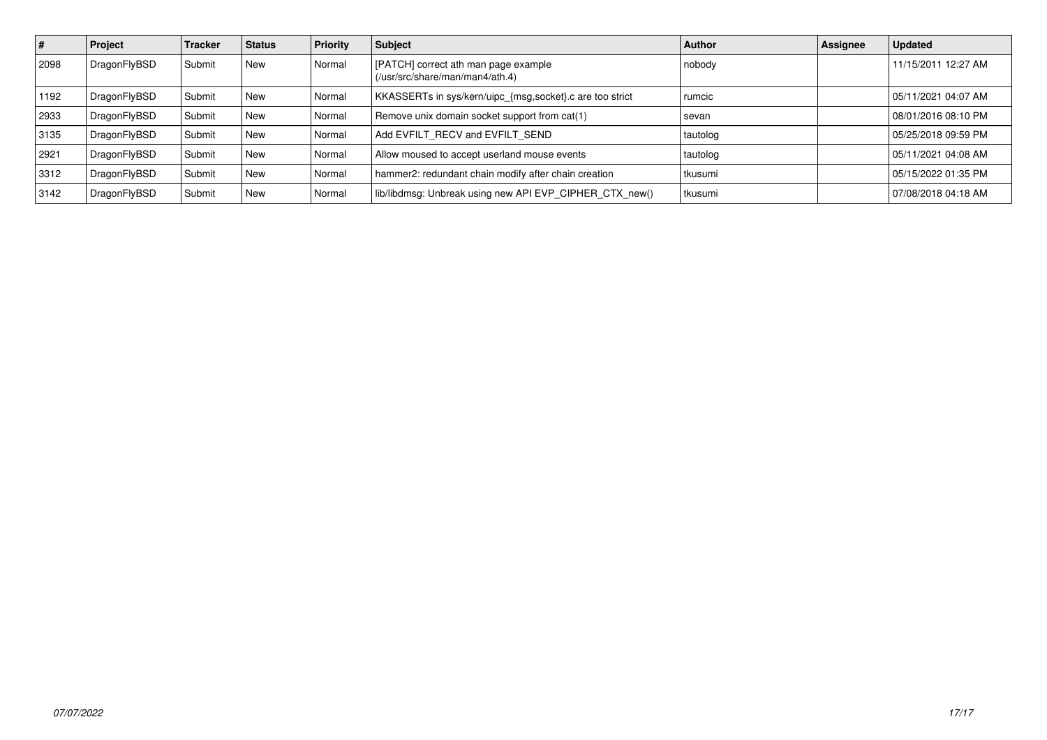| # | Project | Tracker | Status | Priority | Subject | Author | Assignee | Updated |
|---|---|---|---|---|---|---|---|---|
| 2098 | DragonFlyBSD | Submit | New | Normal | [PATCH] correct ath man page example (/usr/src/share/man/man4/ath.4) | nobody | | 11/15/2011 12:27 AM |
| 1192 | DragonFlyBSD | Submit | New | Normal | KKASSERTs in sys/kern/uipc_{msg,socket}.c are too strict | rumcic | | 05/11/2021 04:07 AM |
| 2933 | DragonFlyBSD | Submit | New | Normal | Remove unix domain socket support from cat(1) | sevan | | 08/01/2016 08:10 PM |
| 3135 | DragonFlyBSD | Submit | New | Normal | Add EVFILT_RECV and EVFILT_SEND | tautolog | | 05/25/2018 09:59 PM |
| 2921 | DragonFlyBSD | Submit | New | Normal | Allow moused to accept userland mouse events | tautolog | | 05/11/2021 04:08 AM |
| 3312 | DragonFlyBSD | Submit | New | Normal | hammer2: redundant chain modify after chain creation | tkusumi | | 05/15/2022 01:35 PM |
| 3142 | DragonFlyBSD | Submit | New | Normal | lib/libdmsg: Unbreak using new API EVP_CIPHER_CTX_new() | tkusumi | | 07/08/2018 04:18 AM |